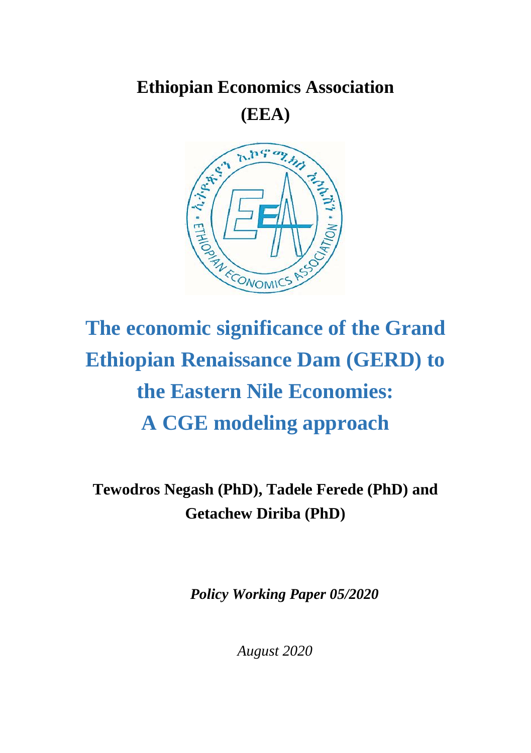**Ethiopian Economics Association**

**(EEA)**

# The economic significance of the Grand Ethiopian Renaissance Dam (GERD) to the Eastern Nile Economies: A CGE modeling approach

**Tewodros Negash (PhD), Tadele Ferede (PhD) and Getachew Diriba (PhD)**

***Policy Working Paper 05/2020***

*August 2020*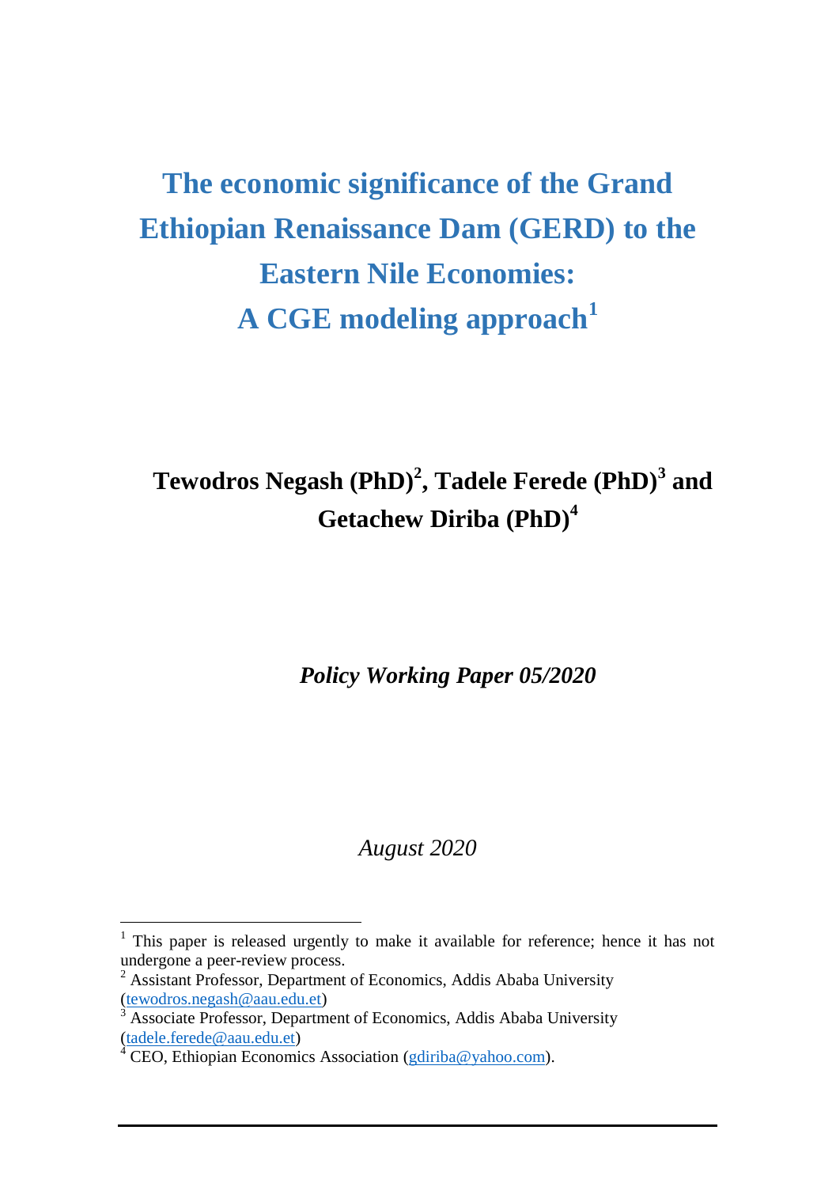# The economic significance of the Grand Ethiopian Renaissance Dam (GERD) to the Eastern Nile Economies: A CGE modeling approach[1]

**Tewodros Negash (PhD)[2], Tadele Ferede (PhD)[3] and Getachew Diriba (PhD)[4]**

***Policy Working Paper 05/2020***

*August 2020*

---

[1] This paper is released urgently to make it available for reference; hence it has not undergone a peer-review process.

[2] Assistant Professor, Department of Economics, Addis Ababa University (tewodros.negash@aau.edu.et)

[3] Associate Professor, Department of Economics, Addis Ababa University (tadele.ferede@aau.edu.et)

[4] CEO, Ethiopian Economics Association (gdiriba@yahoo.com).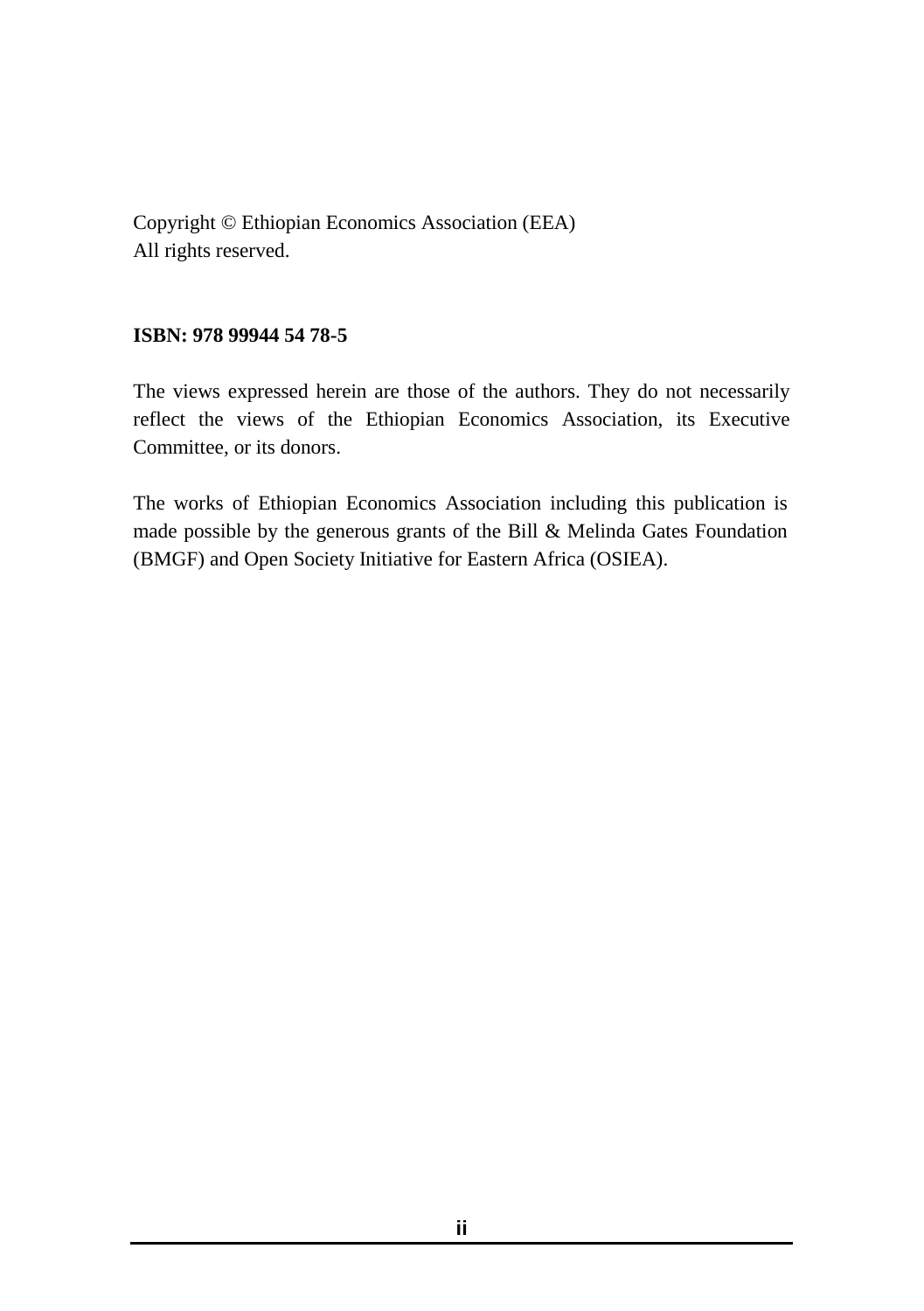Copyright © Ethiopian Economics Association (EEA)
All rights reserved.

**ISBN: 978 99944 54 78-5**

The views expressed herein are those of the authors. They do not necessarily reflect the views of the Ethiopian Economics Association, its Executive Committee, or its donors.

The works of Ethiopian Economics Association including this publication is made possible by the generous grants of the Bill & Melinda Gates Foundation (BMGF) and Open Society Initiative for Eastern Africa (OSIEA).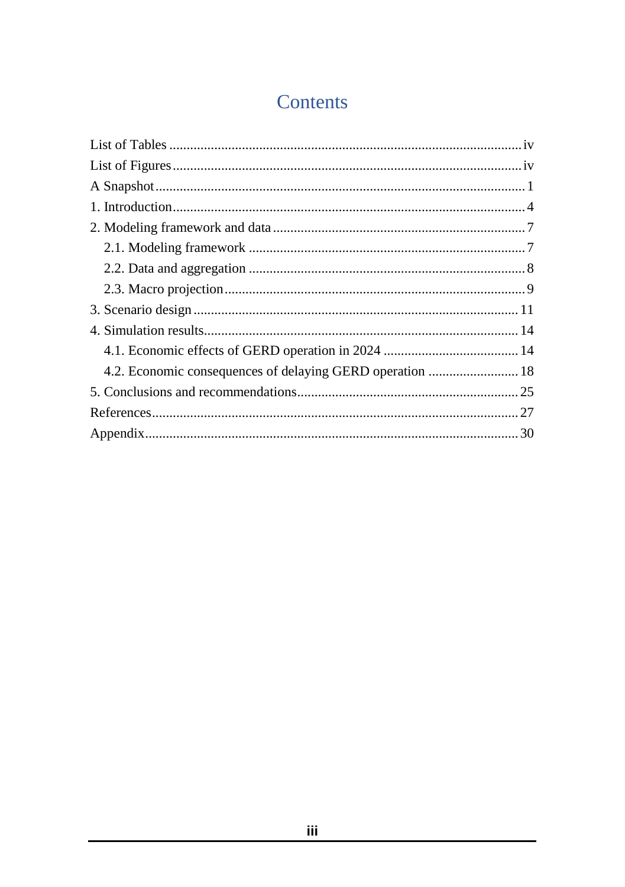# Contents

- List of Tables ..................... iv
- List of Figures ..................... iv
- A Snapshot ..................... 1
- 1. Introduction ..................... 4
- 2. Modeling framework and data ..................... 7
  - 2.1. Modeling framework ..................... 7
  - 2.2. Data and aggregation ..................... 8
  - 2.3. Macro projection ..................... 9
- 3. Scenario design ..................... 11
- 4. Simulation results ..................... 14
  - 4.1. Economic effects of GERD operation in 2024 ..................... 14
  - 4.2. Economic consequences of delaying GERD operation ..................... 18
- 5. Conclusions and recommendations ..................... 25
- References ..................... 27
- Appendix ..................... 30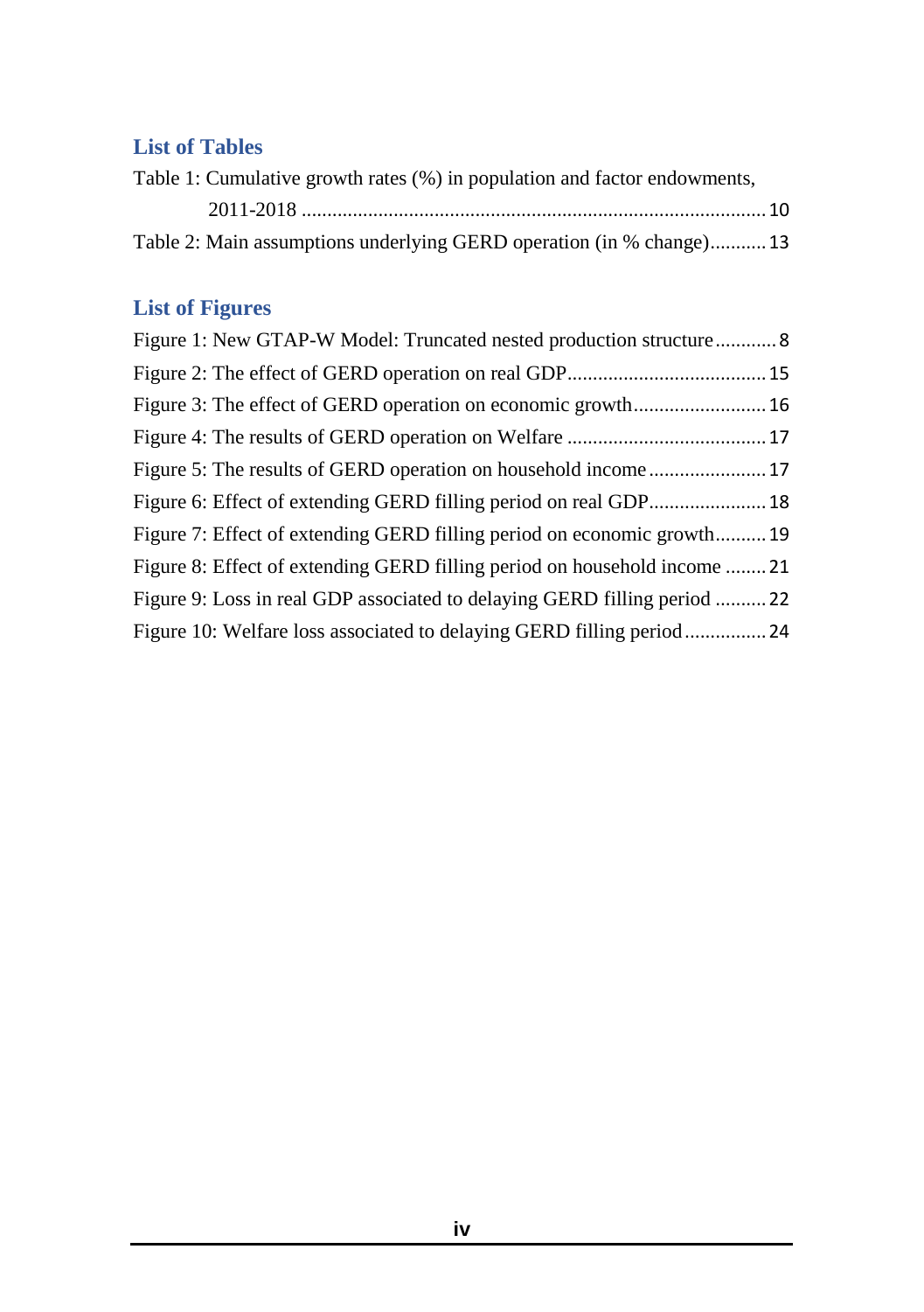## List of Tables

Table 1: Cumulative growth rates (%) in population and factor endowments, 2011-2018 .......... 10

Table 2: Main assumptions underlying GERD operation (in % change) .......... 13

## List of Figures

Figure 1: New GTAP-W Model: Truncated nested production structure .......... 8

Figure 2: The effect of GERD operation on real GDP .......... 15

Figure 3: The effect of GERD operation on economic growth .......... 16

Figure 4: The results of GERD operation on Welfare .......... 17

Figure 5: The results of GERD operation on household income .......... 17

Figure 6: Effect of extending GERD filling period on real GDP .......... 18

Figure 7: Effect of extending GERD filling period on economic growth .......... 19

Figure 8: Effect of extending GERD filling period on household income .......... 21

Figure 9: Loss in real GDP associated to delaying GERD filling period .......... 22

Figure 10: Welfare loss associated to delaying GERD filling period .......... 24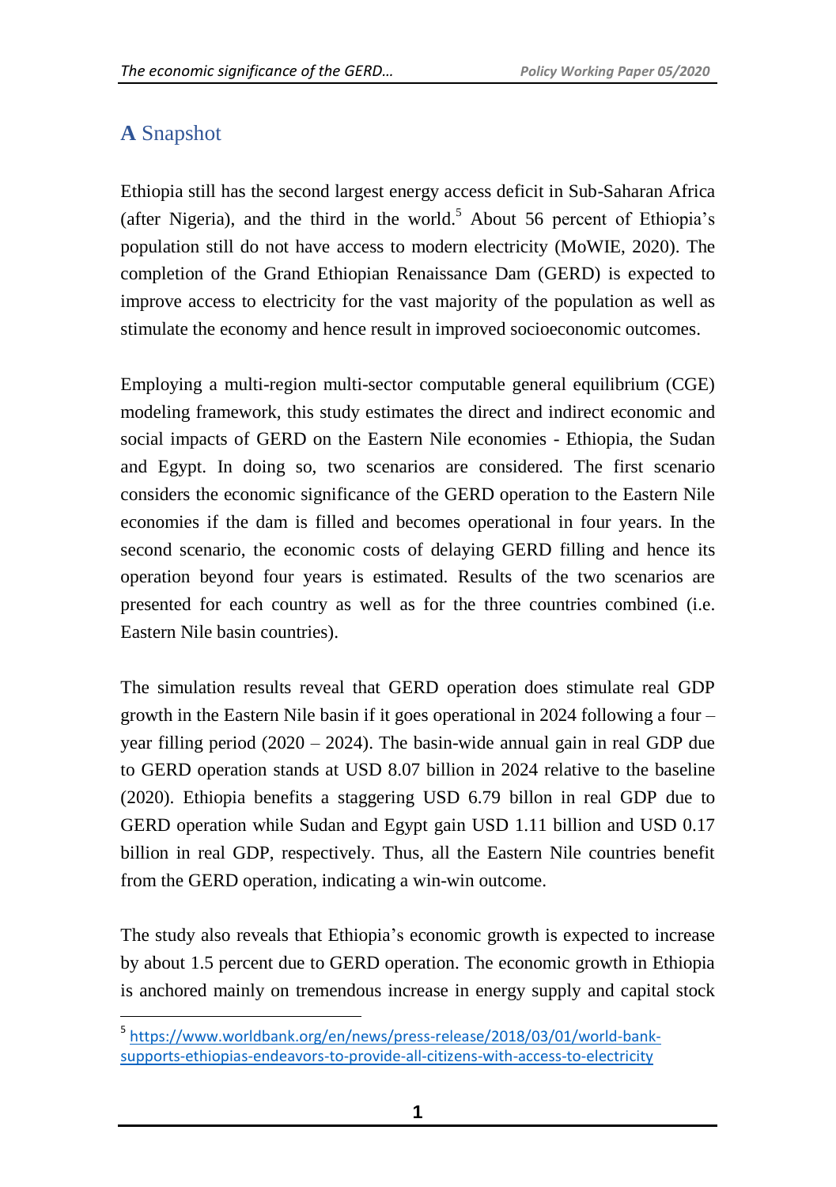## A Snapshot

Ethiopia still has the second largest energy access deficit in Sub-Saharan Africa (after Nigeria), and the third in the world.[5] About 56 percent of Ethiopia's population still do not have access to modern electricity (MoWIE, 2020). The completion of the Grand Ethiopian Renaissance Dam (GERD) is expected to improve access to electricity for the vast majority of the population as well as stimulate the economy and hence result in improved socioeconomic outcomes.

Employing a multi-region multi-sector computable general equilibrium (CGE) modeling framework, this study estimates the direct and indirect economic and social impacts of GERD on the Eastern Nile economies - Ethiopia, the Sudan and Egypt. In doing so, two scenarios are considered. The first scenario considers the economic significance of the GERD operation to the Eastern Nile economies if the dam is filled and becomes operational in four years. In the second scenario, the economic costs of delaying GERD filling and hence its operation beyond four years is estimated. Results of the two scenarios are presented for each country as well as for the three countries combined (i.e. Eastern Nile basin countries).

The simulation results reveal that GERD operation does stimulate real GDP growth in the Eastern Nile basin if it goes operational in 2024 following a four – year filling period (2020 – 2024). The basin-wide annual gain in real GDP due to GERD operation stands at USD 8.07 billion in 2024 relative to the baseline (2020). Ethiopia benefits a staggering USD 6.79 billon in real GDP due to GERD operation while Sudan and Egypt gain USD 1.11 billion and USD 0.17 billion in real GDP, respectively. Thus, all the Eastern Nile countries benefit from the GERD operation, indicating a win-win outcome.

The study also reveals that Ethiopia's economic growth is expected to increase by about 1.5 percent due to GERD operation. The economic growth in Ethiopia is anchored mainly on tremendous increase in energy supply and capital stock

[5] https://www.worldbank.org/en/news/press-release/2018/03/01/world-bank-supports-ethiopias-endeavors-to-provide-all-citizens-with-access-to-electricity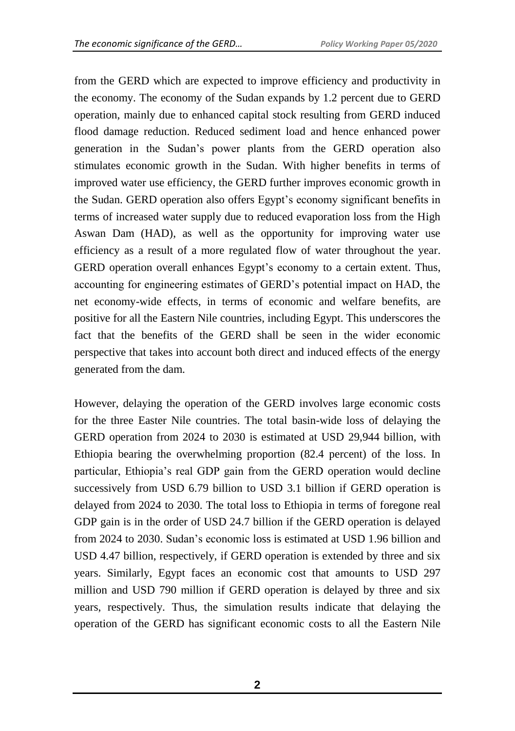from the GERD which are expected to improve efficiency and productivity in the economy. The economy of the Sudan expands by 1.2 percent due to GERD operation, mainly due to enhanced capital stock resulting from GERD induced flood damage reduction. Reduced sediment load and hence enhanced power generation in the Sudan's power plants from the GERD operation also stimulates economic growth in the Sudan. With higher benefits in terms of improved water use efficiency, the GERD further improves economic growth in the Sudan. GERD operation also offers Egypt's economy significant benefits in terms of increased water supply due to reduced evaporation loss from the High Aswan Dam (HAD), as well as the opportunity for improving water use efficiency as a result of a more regulated flow of water throughout the year. GERD operation overall enhances Egypt's economy to a certain extent. Thus, accounting for engineering estimates of GERD's potential impact on HAD, the net economy-wide effects, in terms of economic and welfare benefits, are positive for all the Eastern Nile countries, including Egypt. This underscores the fact that the benefits of the GERD shall be seen in the wider economic perspective that takes into account both direct and induced effects of the energy generated from the dam.

However, delaying the operation of the GERD involves large economic costs for the three Easter Nile countries. The total basin-wide loss of delaying the GERD operation from 2024 to 2030 is estimated at USD 29,944 billion, with Ethiopia bearing the overwhelming proportion (82.4 percent) of the loss. In particular, Ethiopia's real GDP gain from the GERD operation would decline successively from USD 6.79 billion to USD 3.1 billion if GERD operation is delayed from 2024 to 2030. The total loss to Ethiopia in terms of foregone real GDP gain is in the order of USD 24.7 billion if the GERD operation is delayed from 2024 to 2030. Sudan's economic loss is estimated at USD 1.96 billion and USD 4.47 billion, respectively, if GERD operation is extended by three and six years. Similarly, Egypt faces an economic cost that amounts to USD 297 million and USD 790 million if GERD operation is delayed by three and six years, respectively. Thus, the simulation results indicate that delaying the operation of the GERD has significant economic costs to all the Eastern Nile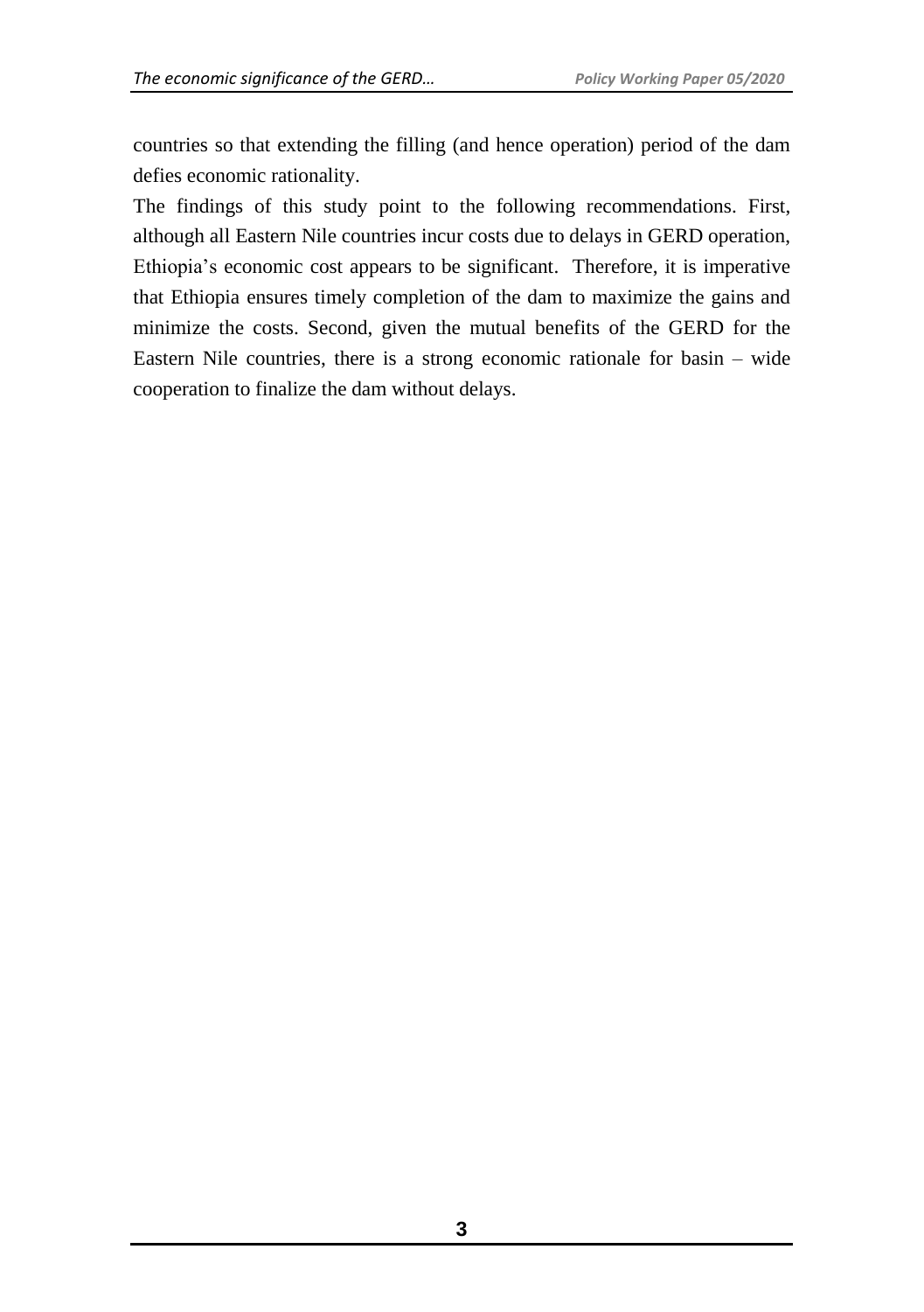countries so that extending the filling (and hence operation) period of the dam defies economic rationality.

The findings of this study point to the following recommendations. First, although all Eastern Nile countries incur costs due to delays in GERD operation, Ethiopia's economic cost appears to be significant. Therefore, it is imperative that Ethiopia ensures timely completion of the dam to maximize the gains and minimize the costs. Second, given the mutual benefits of the GERD for the Eastern Nile countries, there is a strong economic rationale for basin – wide cooperation to finalize the dam without delays.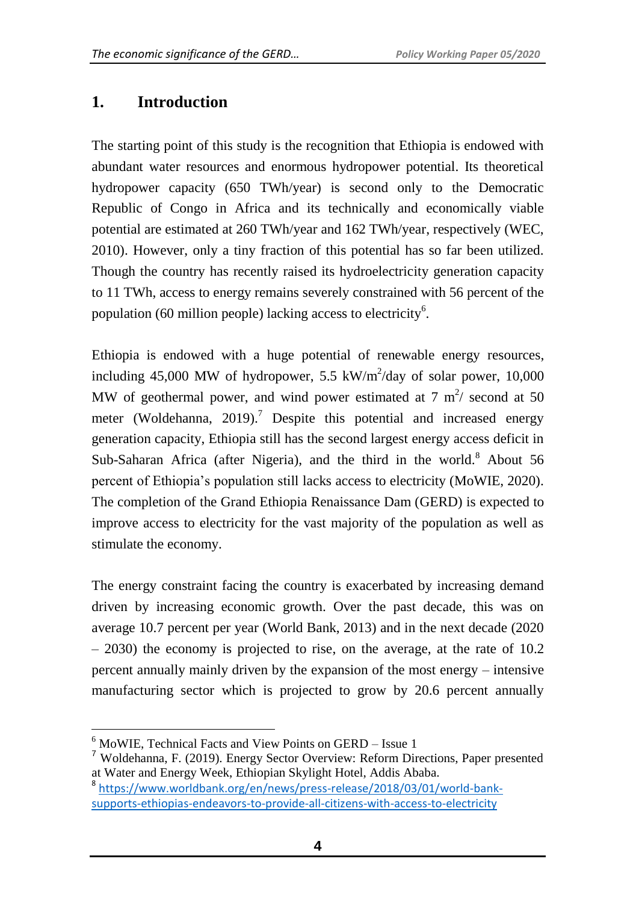## 1. Introduction

The starting point of this study is the recognition that Ethiopia is endowed with abundant water resources and enormous hydropower potential. Its theoretical hydropower capacity (650 TWh/year) is second only to the Democratic Republic of Congo in Africa and its technically and economically viable potential are estimated at 260 TWh/year and 162 TWh/year, respectively (WEC, 2010). However, only a tiny fraction of this potential has so far been utilized. Though the country has recently raised its hydroelectricity generation capacity to 11 TWh, access to energy remains severely constrained with 56 percent of the population (60 million people) lacking access to electricity[6].

Ethiopia is endowed with a huge potential of renewable energy resources, including 45,000 MW of hydropower, 5.5 kW/m$^2$/day of solar power, 10,000 MW of geothermal power, and wind power estimated at 7 m$^2$/ second at 50 meter (Woldehanna, 2019).[7] Despite this potential and increased energy generation capacity, Ethiopia still has the second largest energy access deficit in Sub-Saharan Africa (after Nigeria), and the third in the world.[8] About 56 percent of Ethiopia's population still lacks access to electricity (MoWIE, 2020). The completion of the Grand Ethiopia Renaissance Dam (GERD) is expected to improve access to electricity for the vast majority of the population as well as stimulate the economy.

The energy constraint facing the country is exacerbated by increasing demand driven by increasing economic growth. Over the past decade, this was on average 10.7 percent per year (World Bank, 2013) and in the next decade (2020 – 2030) the economy is projected to rise, on the average, at the rate of 10.2 percent annually mainly driven by the expansion of the most energy – intensive manufacturing sector which is projected to grow by 20.6 percent annually

---

[6] MoWIE, Technical Facts and View Points on GERD – Issue 1

[7] Woldehanna, F. (2019). Energy Sector Overview: Reform Directions, Paper presented at Water and Energy Week, Ethiopian Skylight Hotel, Addis Ababa.

[8] https://www.worldbank.org/en/news/press-release/2018/03/01/world-bank-supports-ethiopias-endeavors-to-provide-all-citizens-with-access-to-electricity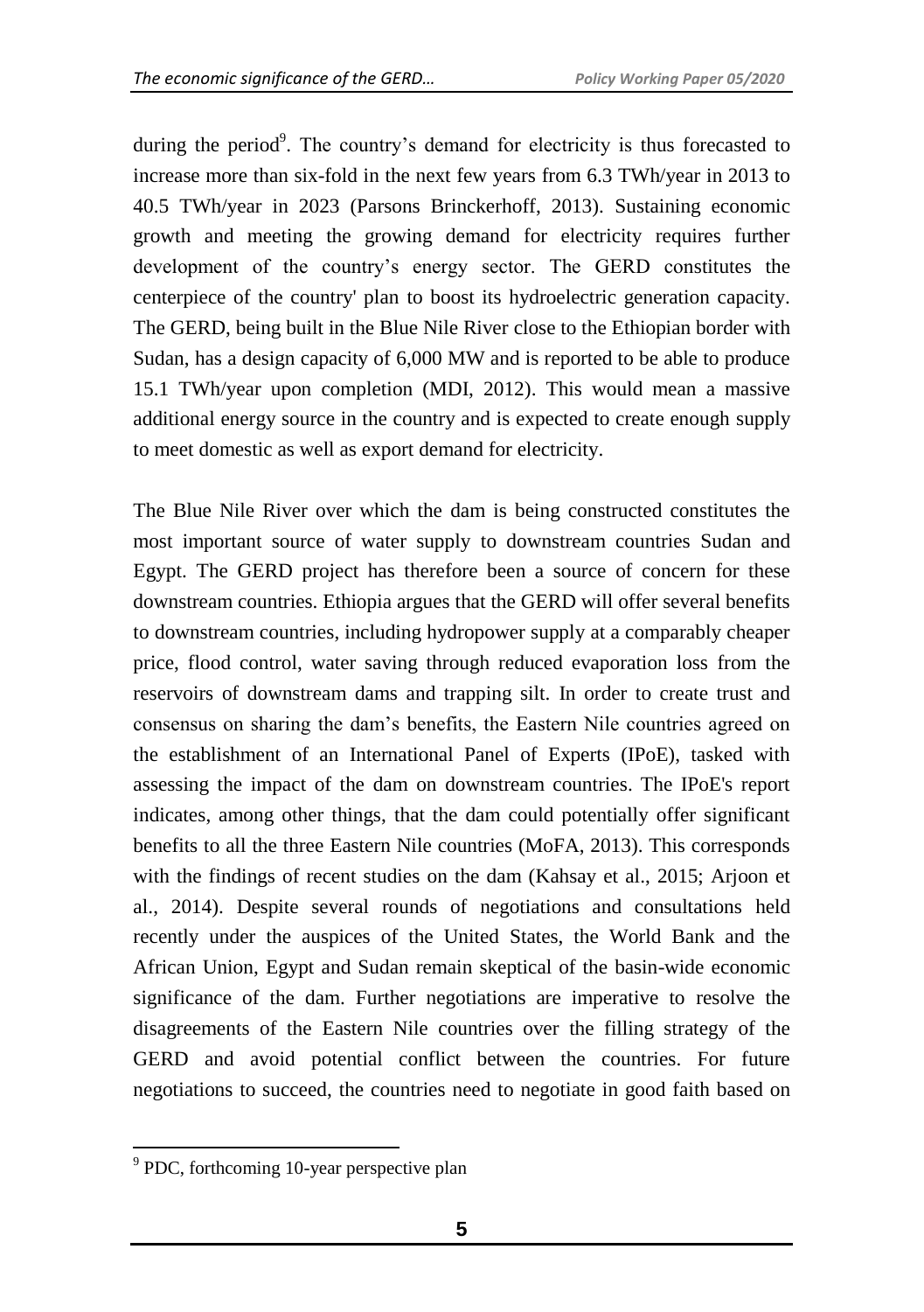during the period[9]. The country's demand for electricity is thus forecasted to increase more than six-fold in the next few years from 6.3 TWh/year in 2013 to 40.5 TWh/year in 2023 (Parsons Brinckerhoff, 2013). Sustaining economic growth and meeting the growing demand for electricity requires further development of the country's energy sector. The GERD constitutes the centerpiece of the country' plan to boost its hydroelectric generation capacity. The GERD, being built in the Blue Nile River close to the Ethiopian border with Sudan, has a design capacity of 6,000 MW and is reported to be able to produce 15.1 TWh/year upon completion (MDI, 2012). This would mean a massive additional energy source in the country and is expected to create enough supply to meet domestic as well as export demand for electricity.

The Blue Nile River over which the dam is being constructed constitutes the most important source of water supply to downstream countries Sudan and Egypt. The GERD project has therefore been a source of concern for these downstream countries. Ethiopia argues that the GERD will offer several benefits to downstream countries, including hydropower supply at a comparably cheaper price, flood control, water saving through reduced evaporation loss from the reservoirs of downstream dams and trapping silt. In order to create trust and consensus on sharing the dam's benefits, the Eastern Nile countries agreed on the establishment of an International Panel of Experts (IPoE), tasked with assessing the impact of the dam on downstream countries. The IPoE's report indicates, among other things, that the dam could potentially offer significant benefits to all the three Eastern Nile countries (MoFA, 2013). This corresponds with the findings of recent studies on the dam (Kahsay et al., 2015; Arjoon et al., 2014). Despite several rounds of negotiations and consultations held recently under the auspices of the United States, the World Bank and the African Union, Egypt and Sudan remain skeptical of the basin-wide economic significance of the dam. Further negotiations are imperative to resolve the disagreements of the Eastern Nile countries over the filling strategy of the GERD and avoid potential conflict between the countries. For future negotiations to succeed, the countries need to negotiate in good faith based on

[9] PDC, forthcoming 10-year perspective plan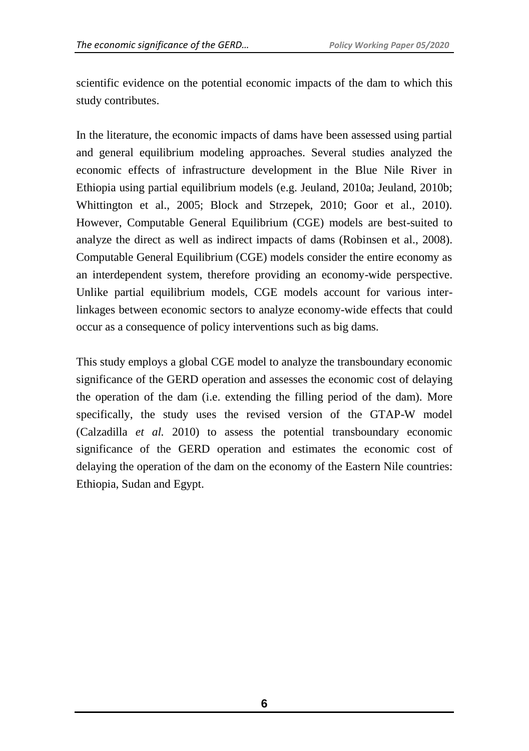scientific evidence on the potential economic impacts of the dam to which this study contributes.

In the literature, the economic impacts of dams have been assessed using partial and general equilibrium modeling approaches. Several studies analyzed the economic effects of infrastructure development in the Blue Nile River in Ethiopia using partial equilibrium models (e.g. Jeuland, 2010a; Jeuland, 2010b; Whittington et al., 2005; Block and Strzepek, 2010; Goor et al., 2010). However, Computable General Equilibrium (CGE) models are best-suited to analyze the direct as well as indirect impacts of dams (Robinsen et al., 2008). Computable General Equilibrium (CGE) models consider the entire economy as an interdependent system, therefore providing an economy-wide perspective. Unlike partial equilibrium models, CGE models account for various inter-linkages between economic sectors to analyze economy-wide effects that could occur as a consequence of policy interventions such as big dams.

This study employs a global CGE model to analyze the transboundary economic significance of the GERD operation and assesses the economic cost of delaying the operation of the dam (i.e. extending the filling period of the dam). More specifically, the study uses the revised version of the GTAP-W model (Calzadilla *et al.* 2010) to assess the potential transboundary economic significance of the GERD operation and estimates the economic cost of delaying the operation of the dam on the economy of the Eastern Nile countries: Ethiopia, Sudan and Egypt.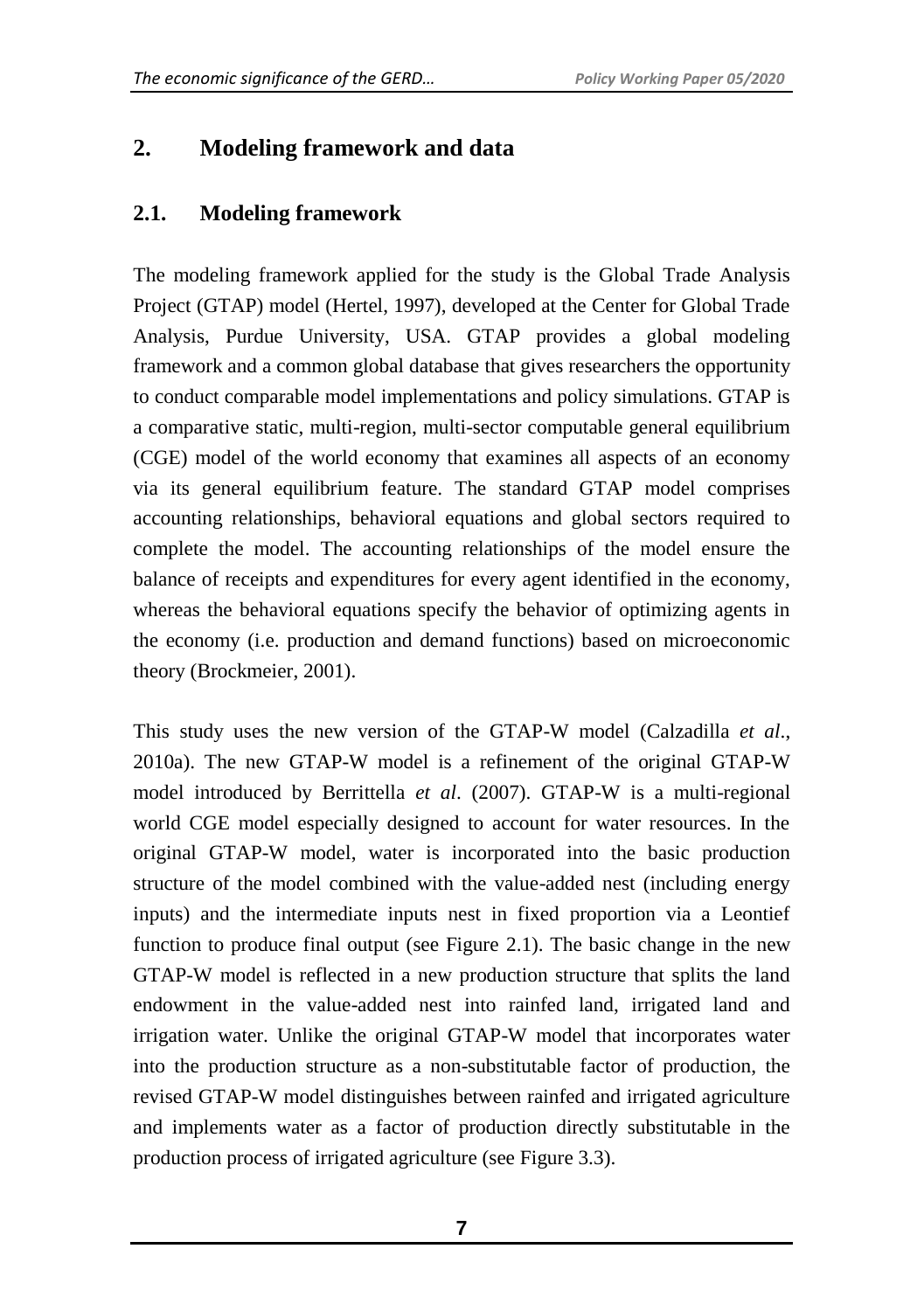## 2. Modeling framework and data

### 2.1. Modeling framework

The modeling framework applied for the study is the Global Trade Analysis Project (GTAP) model (Hertel, 1997), developed at the Center for Global Trade Analysis, Purdue University, USA. GTAP provides a global modeling framework and a common global database that gives researchers the opportunity to conduct comparable model implementations and policy simulations. GTAP is a comparative static, multi-region, multi-sector computable general equilibrium (CGE) model of the world economy that examines all aspects of an economy via its general equilibrium feature. The standard GTAP model comprises accounting relationships, behavioral equations and global sectors required to complete the model. The accounting relationships of the model ensure the balance of receipts and expenditures for every agent identified in the economy, whereas the behavioral equations specify the behavior of optimizing agents in the economy (i.e. production and demand functions) based on microeconomic theory (Brockmeier, 2001).

This study uses the new version of the GTAP-W model (Calzadilla *et al*., 2010a). The new GTAP-W model is a refinement of the original GTAP-W model introduced by Berrittella *et al*. (2007). GTAP-W is a multi-regional world CGE model especially designed to account for water resources. In the original GTAP-W model, water is incorporated into the basic production structure of the model combined with the value-added nest (including energy inputs) and the intermediate inputs nest in fixed proportion via a Leontief function to produce final output (see Figure 2.1). The basic change in the new GTAP-W model is reflected in a new production structure that splits the land endowment in the value-added nest into rainfed land, irrigated land and irrigation water. Unlike the original GTAP-W model that incorporates water into the production structure as a non-substitutable factor of production, the revised GTAP-W model distinguishes between rainfed and irrigated agriculture and implements water as a factor of production directly substitutable in the production process of irrigated agriculture (see Figure 3.3).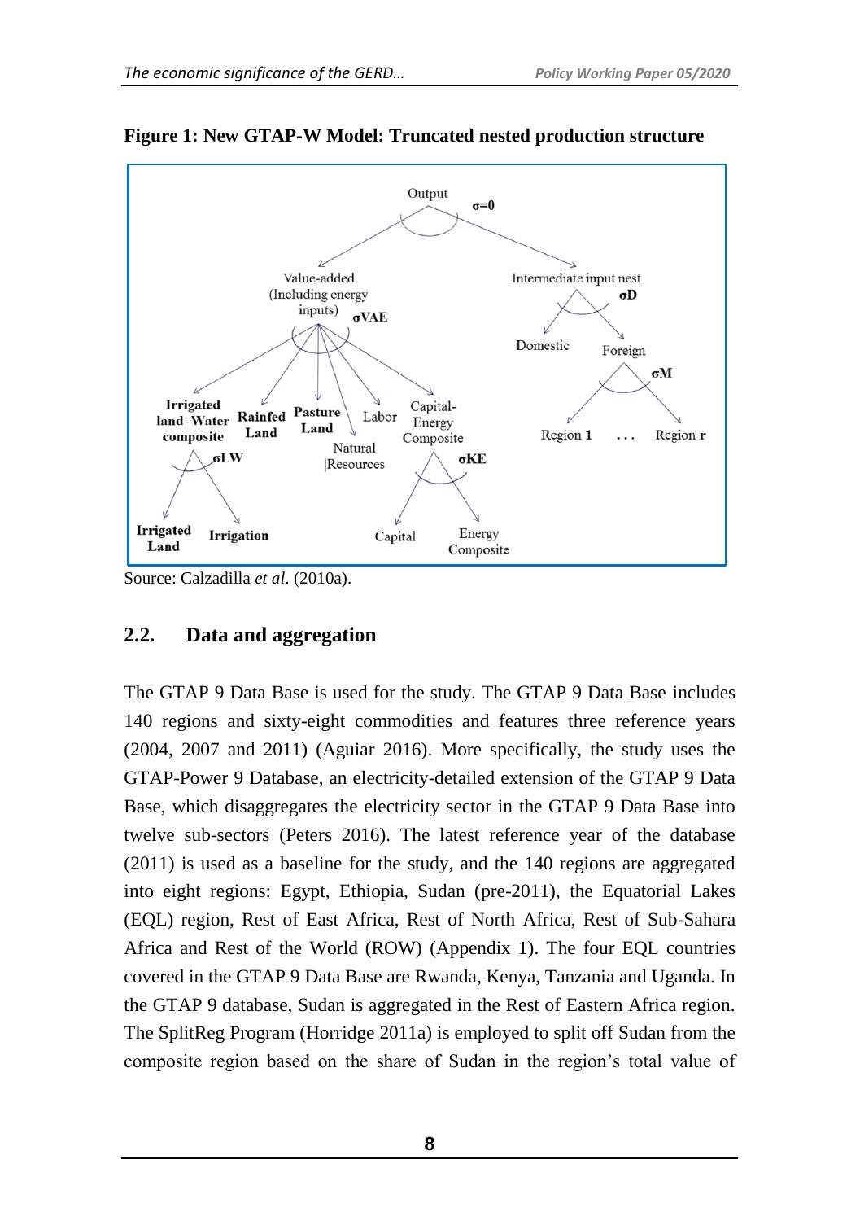**Figure 1: New GTAP-W Model: Truncated nested production structure**

Source: Calzadilla *et al*. (2010a).

## 2.2. Data and aggregation

The GTAP 9 Data Base is used for the study. The GTAP 9 Data Base includes 140 regions and sixty-eight commodities and features three reference years (2004, 2007 and 2011) (Aguiar 2016). More specifically, the study uses the GTAP-Power 9 Database, an electricity-detailed extension of the GTAP 9 Data Base, which disaggregates the electricity sector in the GTAP 9 Data Base into twelve sub-sectors (Peters 2016). The latest reference year of the database (2011) is used as a baseline for the study, and the 140 regions are aggregated into eight regions: Egypt, Ethiopia, Sudan (pre-2011), the Equatorial Lakes (EQL) region, Rest of East Africa, Rest of North Africa, Rest of Sub-Sahara Africa and Rest of the World (ROW) (Appendix 1). The four EQL countries covered in the GTAP 9 Data Base are Rwanda, Kenya, Tanzania and Uganda. In the GTAP 9 database, Sudan is aggregated in the Rest of Eastern Africa region. The SplitReg Program (Horridge 2011a) is employed to split off Sudan from the composite region based on the share of Sudan in the region's total value of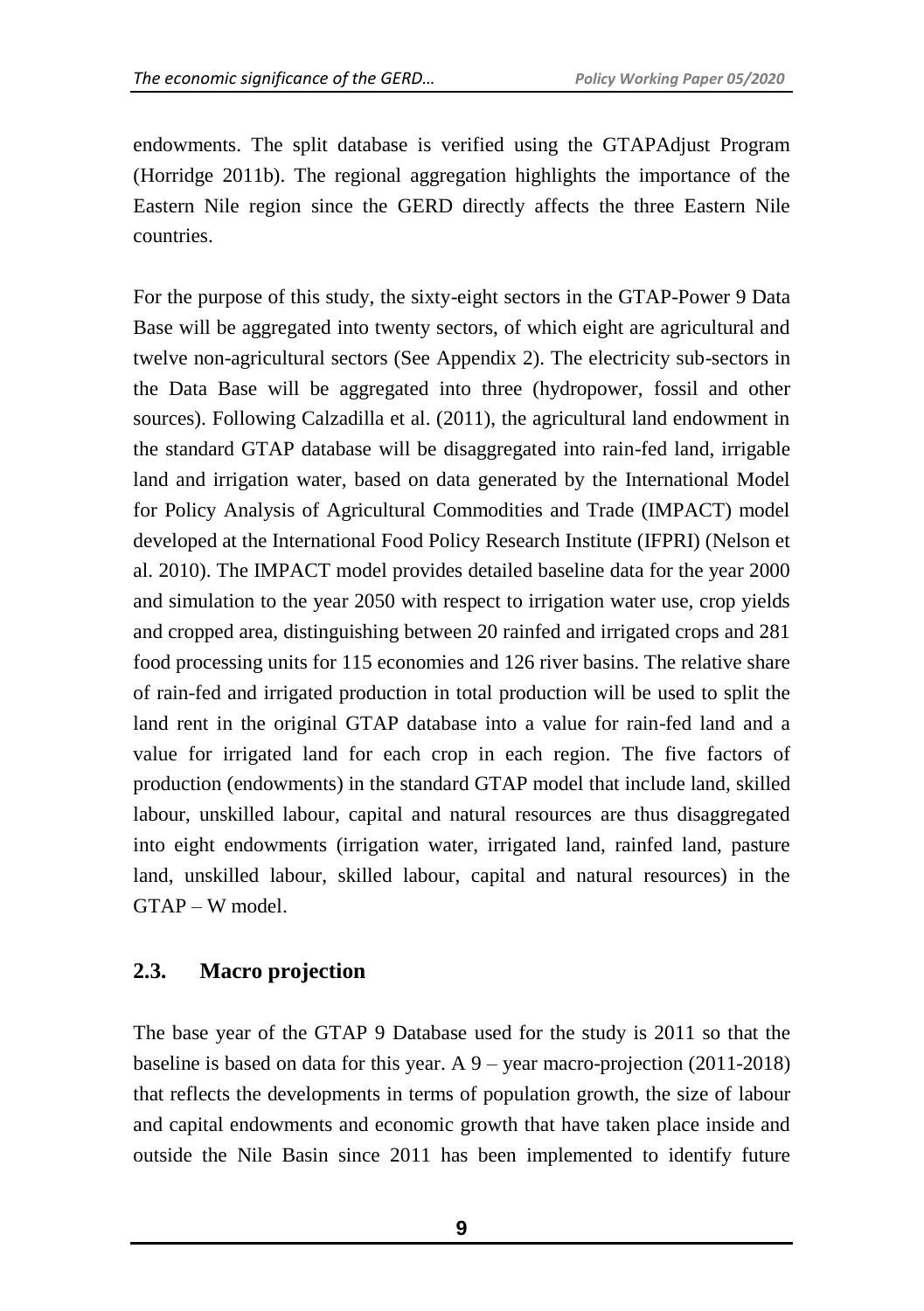endowments. The split database is verified using the GTAPAdjust Program (Horridge 2011b). The regional aggregation highlights the importance of the Eastern Nile region since the GERD directly affects the three Eastern Nile countries.

For the purpose of this study, the sixty-eight sectors in the GTAP-Power 9 Data Base will be aggregated into twenty sectors, of which eight are agricultural and twelve non-agricultural sectors (See Appendix 2). The electricity sub-sectors in the Data Base will be aggregated into three (hydropower, fossil and other sources). Following Calzadilla et al. (2011), the agricultural land endowment in the standard GTAP database will be disaggregated into rain-fed land, irrigable land and irrigation water, based on data generated by the International Model for Policy Analysis of Agricultural Commodities and Trade (IMPACT) model developed at the International Food Policy Research Institute (IFPRI) (Nelson et al. 2010). The IMPACT model provides detailed baseline data for the year 2000 and simulation to the year 2050 with respect to irrigation water use, crop yields and cropped area, distinguishing between 20 rainfed and irrigated crops and 281 food processing units for 115 economies and 126 river basins. The relative share of rain-fed and irrigated production in total production will be used to split the land rent in the original GTAP database into a value for rain-fed land and a value for irrigated land for each crop in each region. The five factors of production (endowments) in the standard GTAP model that include land, skilled labour, unskilled labour, capital and natural resources are thus disaggregated into eight endowments (irrigation water, irrigated land, rainfed land, pasture land, unskilled labour, skilled labour, capital and natural resources) in the GTAP – W model.

## 2.3. Macro projection

The base year of the GTAP 9 Database used for the study is 2011 so that the baseline is based on data for this year. A 9 – year macro-projection (2011-2018) that reflects the developments in terms of population growth, the size of labour and capital endowments and economic growth that have taken place inside and outside the Nile Basin since 2011 has been implemented to identify future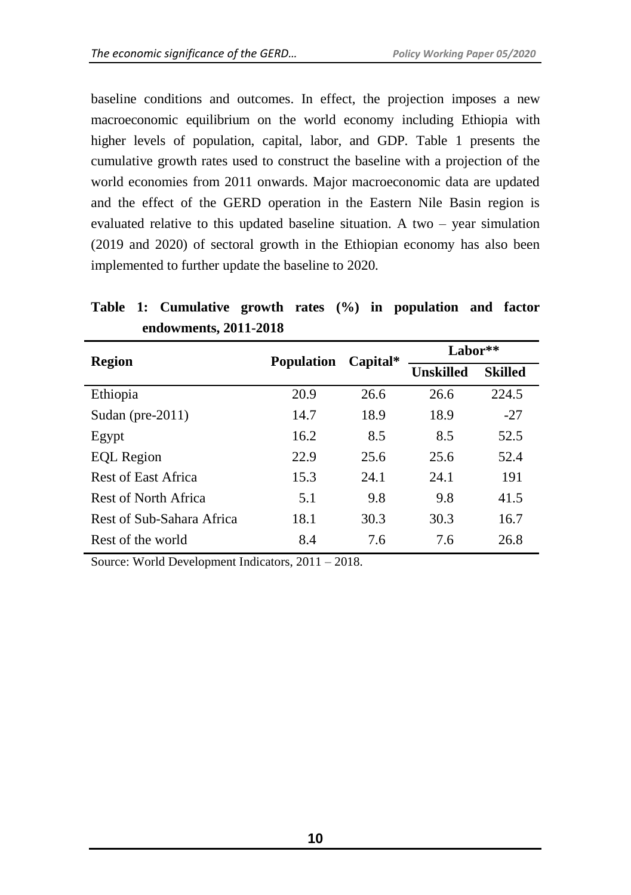baseline conditions and outcomes. In effect, the projection imposes a new macroeconomic equilibrium on the world economy including Ethiopia with higher levels of population, capital, labor, and GDP. Table 1 presents the cumulative growth rates used to construct the baseline with a projection of the world economies from 2011 onwards. Major macroeconomic data are updated and the effect of the GERD operation in the Eastern Nile Basin region is evaluated relative to this updated baseline situation. A two – year simulation (2019 and 2020) of sectoral growth in the Ethiopian economy has also been implemented to further update the baseline to 2020.

**Table 1: Cumulative growth rates (%) in population and factor endowments, 2011-2018**

| Region | Population | Capital* | Labor** | |
|---|---|---|---|---|
| | | | Unskilled | Skilled |
| Ethiopia | 20.9 | 26.6 | 26.6 | 224.5 |
| Sudan (pre-2011) | 14.7 | 18.9 | 18.9 | -27 |
| Egypt | 16.2 | 8.5 | 8.5 | 52.5 |
| EQL Region | 22.9 | 25.6 | 25.6 | 52.4 |
| Rest of East Africa | 15.3 | 24.1 | 24.1 | 191 |
| Rest of North Africa | 5.1 | 9.8 | 9.8 | 41.5 |
| Rest of Sub-Sahara Africa | 18.1 | 30.3 | 30.3 | 16.7 |
| Rest of the world | 8.4 | 7.6 | 7.6 | 26.8 |

Source: World Development Indicators, 2011 – 2018.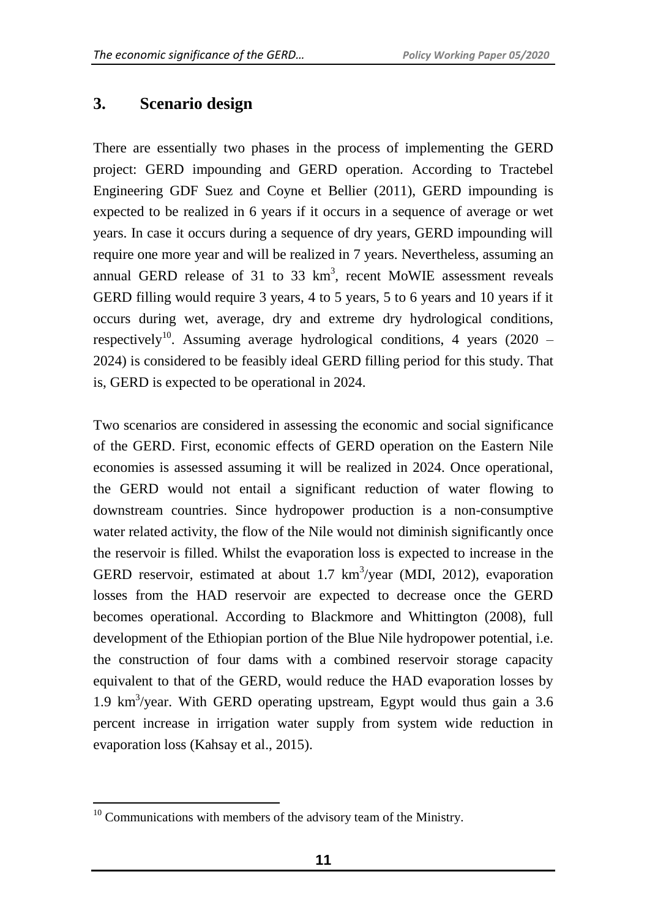## 3. Scenario design

There are essentially two phases in the process of implementing the GERD project: GERD impounding and GERD operation. According to Tractebel Engineering GDF Suez and Coyne et Bellier (2011), GERD impounding is expected to be realized in 6 years if it occurs in a sequence of average or wet years. In case it occurs during a sequence of dry years, GERD impounding will require one more year and will be realized in 7 years. Nevertheless, assuming an annual GERD release of 31 to 33 $km^3$, recent MoWIE assessment reveals GERD filling would require 3 years, 4 to 5 years, 5 to 6 years and 10 years if it occurs during wet, average, dry and extreme dry hydrological conditions, respectively[10]. Assuming average hydrological conditions, 4 years (2020 – 2024) is considered to be feasibly ideal GERD filling period for this study. That is, GERD is expected to be operational in 2024.

Two scenarios are considered in assessing the economic and social significance of the GERD. First, economic effects of GERD operation on the Eastern Nile economies is assessed assuming it will be realized in 2024. Once operational, the GERD would not entail a significant reduction of water flowing to downstream countries. Since hydropower production is a non-consumptive water related activity, the flow of the Nile would not diminish significantly once the reservoir is filled. Whilst the evaporation loss is expected to increase in the GERD reservoir, estimated at about 1.7 $km^3$/year (MDI, 2012), evaporation losses from the HAD reservoir are expected to decrease once the GERD becomes operational. According to Blackmore and Whittington (2008), full development of the Ethiopian portion of the Blue Nile hydropower potential, i.e. the construction of four dams with a combined reservoir storage capacity equivalent to that of the GERD, would reduce the HAD evaporation losses by 1.9 $km^3$/year. With GERD operating upstream, Egypt would thus gain a 3.6 percent increase in irrigation water supply from system wide reduction in evaporation loss (Kahsay et al., 2015).

[10] Communications with members of the advisory team of the Ministry.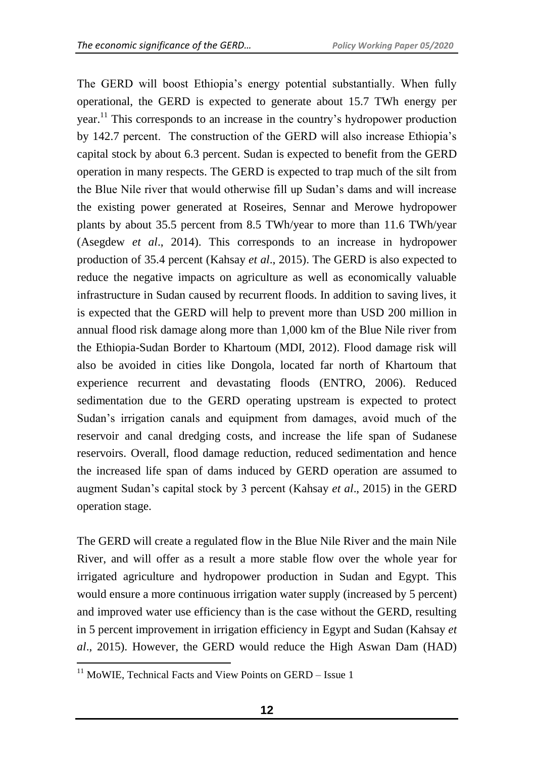The GERD will boost Ethiopia's energy potential substantially. When fully operational, the GERD is expected to generate about 15.7 TWh energy per year.[11] This corresponds to an increase in the country's hydropower production by 142.7 percent. The construction of the GERD will also increase Ethiopia's capital stock by about 6.3 percent. Sudan is expected to benefit from the GERD operation in many respects. The GERD is expected to trap much of the silt from the Blue Nile river that would otherwise fill up Sudan's dams and will increase the existing power generated at Roseires, Sennar and Merowe hydropower plants by about 35.5 percent from 8.5 TWh/year to more than 11.6 TWh/year (Asegdew *et al*., 2014). This corresponds to an increase in hydropower production of 35.4 percent (Kahsay *et al*., 2015). The GERD is also expected to reduce the negative impacts on agriculture as well as economically valuable infrastructure in Sudan caused by recurrent floods. In addition to saving lives, it is expected that the GERD will help to prevent more than USD 200 million in annual flood risk damage along more than 1,000 km of the Blue Nile river from the Ethiopia-Sudan Border to Khartoum (MDI, 2012). Flood damage risk will also be avoided in cities like Dongola, located far north of Khartoum that experience recurrent and devastating floods (ENTRO, 2006). Reduced sedimentation due to the GERD operating upstream is expected to protect Sudan's irrigation canals and equipment from damages, avoid much of the reservoir and canal dredging costs, and increase the life span of Sudanese reservoirs. Overall, flood damage reduction, reduced sedimentation and hence the increased life span of dams induced by GERD operation are assumed to augment Sudan's capital stock by 3 percent (Kahsay *et al*., 2015) in the GERD operation stage.

The GERD will create a regulated flow in the Blue Nile River and the main Nile River, and will offer as a result a more stable flow over the whole year for irrigated agriculture and hydropower production in Sudan and Egypt. This would ensure a more continuous irrigation water supply (increased by 5 percent) and improved water use efficiency than is the case without the GERD, resulting in 5 percent improvement in irrigation efficiency in Egypt and Sudan (Kahsay *et al*., 2015). However, the GERD would reduce the High Aswan Dam (HAD)

[11] MoWIE, Technical Facts and View Points on GERD – Issue 1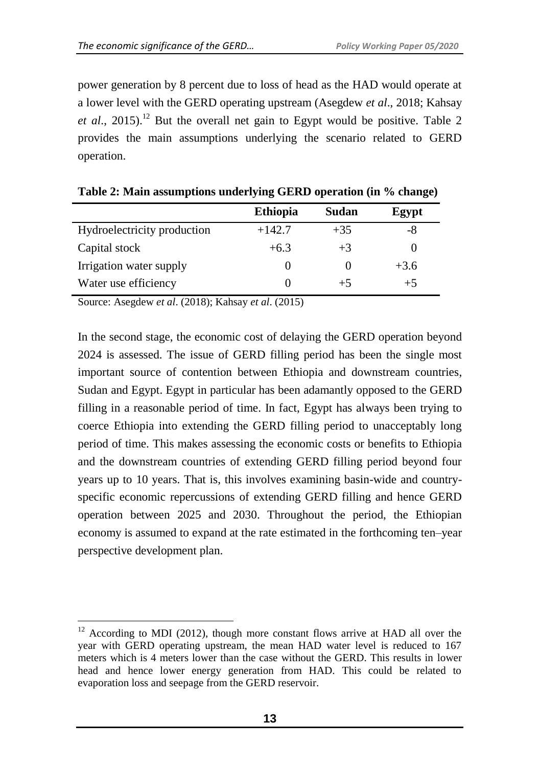power generation by 8 percent due to loss of head as the HAD would operate at a lower level with the GERD operating upstream (Asegdew *et al*., 2018; Kahsay *et al*., 2015).[12] But the overall net gain to Egypt would be positive. Table 2 provides the main assumptions underlying the scenario related to GERD operation.

**Table 2: Main assumptions underlying GERD operation (in % change)**

| | Ethiopia | Sudan | Egypt |
|---|---|---|---|
| Hydroelectricity production | +142.7 | +35 | -8 |
| Capital stock | +6.3 | +3 | 0 |
| Irrigation water supply | 0 | 0 | +3.6 |
| Water use efficiency | 0 | +5 | +5 |

Source: Asegdew *et al*. (2018); Kahsay *et al*. (2015)

In the second stage, the economic cost of delaying the GERD operation beyond 2024 is assessed. The issue of GERD filling period has been the single most important source of contention between Ethiopia and downstream countries, Sudan and Egypt. Egypt in particular has been adamantly opposed to the GERD filling in a reasonable period of time. In fact, Egypt has always been trying to coerce Ethiopia into extending the GERD filling period to unacceptably long period of time. This makes assessing the economic costs or benefits to Ethiopia and the downstream countries of extending GERD filling period beyond four years up to 10 years. That is, this involves examining basin-wide and country-specific economic repercussions of extending GERD filling and hence GERD operation between 2025 and 2030. Throughout the period, the Ethiopian economy is assumed to expand at the rate estimated in the forthcoming ten–year perspective development plan.

[12] According to MDI (2012), though more constant flows arrive at HAD all over the year with GERD operating upstream, the mean HAD water level is reduced to 167 meters which is 4 meters lower than the case without the GERD. This results in lower head and hence lower energy generation from HAD. This could be related to evaporation loss and seepage from the GERD reservoir.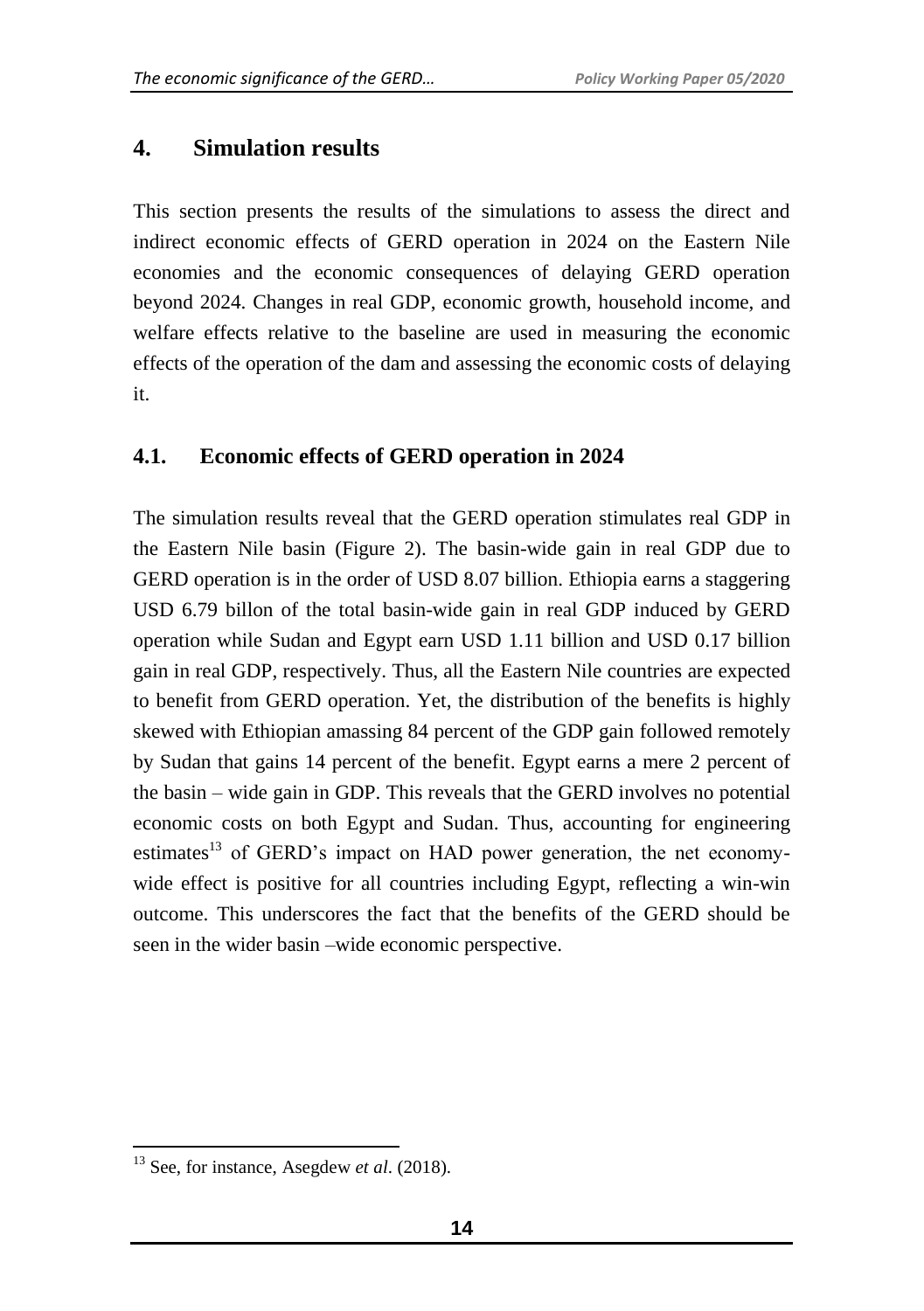## 4. Simulation results

This section presents the results of the simulations to assess the direct and indirect economic effects of GERD operation in 2024 on the Eastern Nile economies and the economic consequences of delaying GERD operation beyond 2024. Changes in real GDP, economic growth, household income, and welfare effects relative to the baseline are used in measuring the economic effects of the operation of the dam and assessing the economic costs of delaying it.

### 4.1. Economic effects of GERD operation in 2024

The simulation results reveal that the GERD operation stimulates real GDP in the Eastern Nile basin (Figure 2). The basin-wide gain in real GDP due to GERD operation is in the order of USD 8.07 billion. Ethiopia earns a staggering USD 6.79 billon of the total basin-wide gain in real GDP induced by GERD operation while Sudan and Egypt earn USD 1.11 billion and USD 0.17 billion gain in real GDP, respectively. Thus, all the Eastern Nile countries are expected to benefit from GERD operation. Yet, the distribution of the benefits is highly skewed with Ethiopian amassing 84 percent of the GDP gain followed remotely by Sudan that gains 14 percent of the benefit. Egypt earns a mere 2 percent of the basin – wide gain in GDP. This reveals that the GERD involves no potential economic costs on both Egypt and Sudan. Thus, accounting for engineering estimates[13] of GERD's impact on HAD power generation, the net economy-wide effect is positive for all countries including Egypt, reflecting a win-win outcome. This underscores the fact that the benefits of the GERD should be seen in the wider basin –wide economic perspective.

---

[13] See, for instance, Asegdew *et al*. (2018).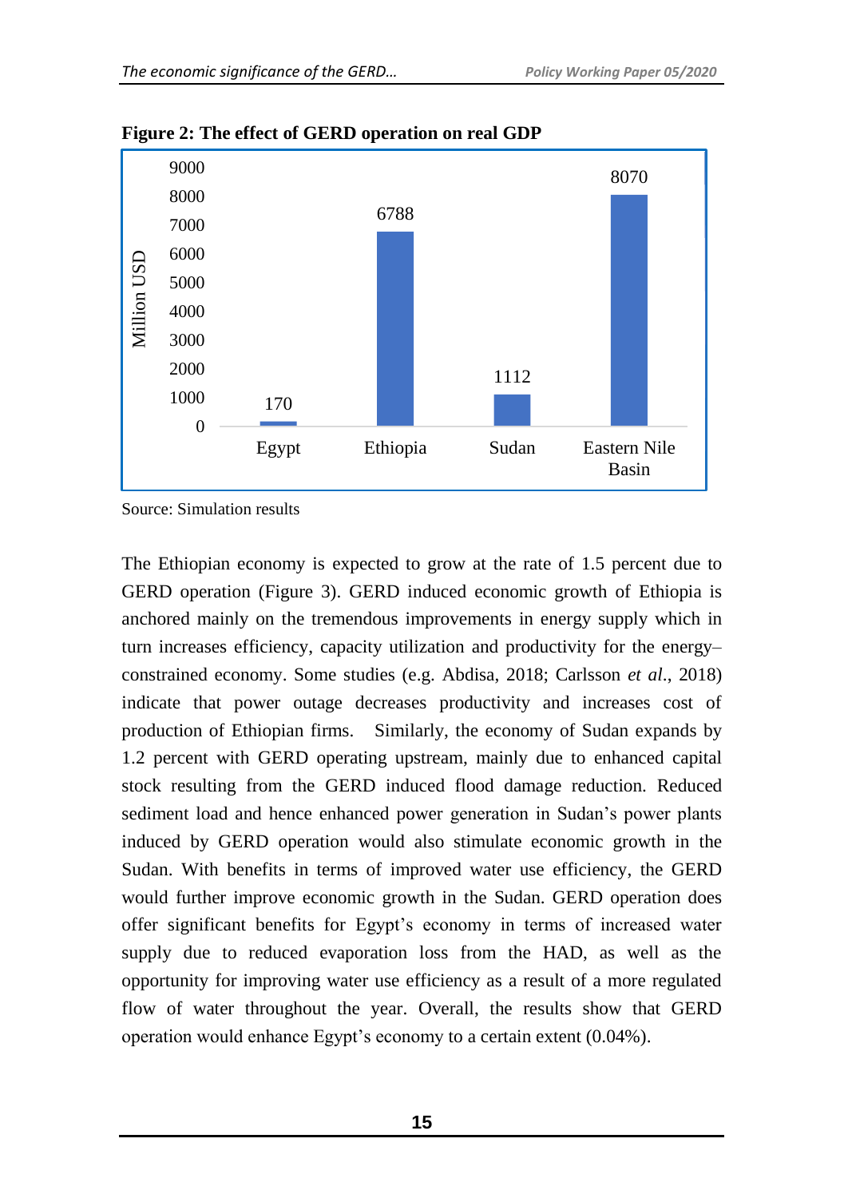**Figure 2: The effect of GERD operation on real GDP**

| | Million USD |
|---|---|
| Egypt | 170 |
| Ethiopia | 6788 |
| Sudan | 1112 |
| Eastern Nile Basin | 8070 |

Source: Simulation results

The Ethiopian economy is expected to grow at the rate of 1.5 percent due to GERD operation (Figure 3). GERD induced economic growth of Ethiopia is anchored mainly on the tremendous improvements in energy supply which in turn increases efficiency, capacity utilization and productivity for the energy–constrained economy. Some studies (e.g. Abdisa, 2018; Carlsson *et al.*, 2018) indicate that power outage decreases productivity and increases cost of production of Ethiopian firms. Similarly, the economy of Sudan expands by 1.2 percent with GERD operating upstream, mainly due to enhanced capital stock resulting from the GERD induced flood damage reduction. Reduced sediment load and hence enhanced power generation in Sudan's power plants induced by GERD operation would also stimulate economic growth in the Sudan. With benefits in terms of improved water use efficiency, the GERD would further improve economic growth in the Sudan. GERD operation does offer significant benefits for Egypt's economy in terms of increased water supply due to reduced evaporation loss from the HAD, as well as the opportunity for improving water use efficiency as a result of a more regulated flow of water throughout the year. Overall, the results show that GERD operation would enhance Egypt's economy to a certain extent (0.04%).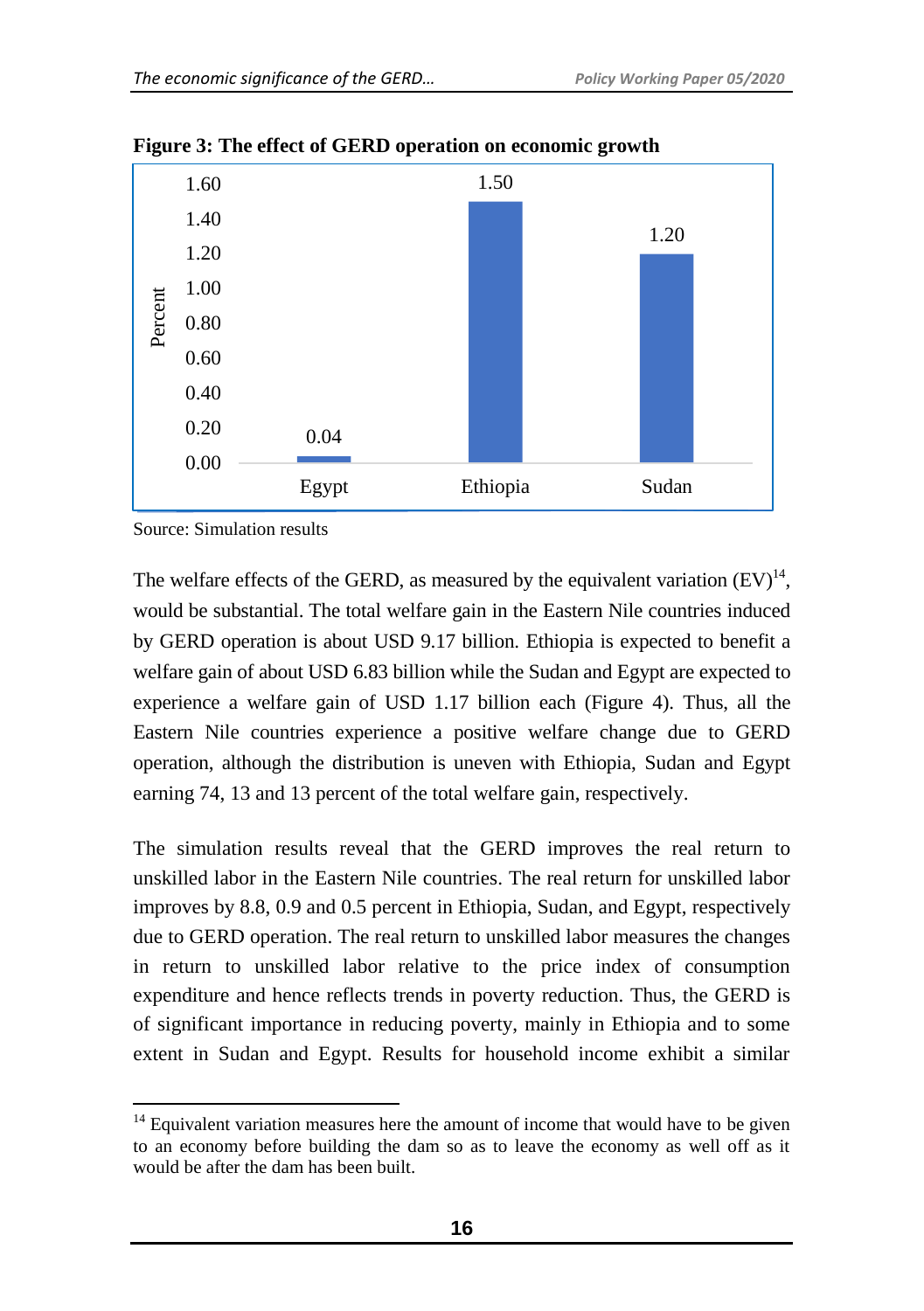**Figure 3: The effect of GERD operation on economic growth**

| Country | Percent |
| --- | --- |
| Egypt | 0.04 |
| Ethiopia | 1.50 |
| Sudan | 1.20 |

Source: Simulation results

The welfare effects of the GERD, as measured by the equivalent variation (EV)[14], would be substantial. The total welfare gain in the Eastern Nile countries induced by GERD operation is about USD 9.17 billion. Ethiopia is expected to benefit a welfare gain of about USD 6.83 billion while the Sudan and Egypt are expected to experience a welfare gain of USD 1.17 billion each (Figure 4). Thus, all the Eastern Nile countries experience a positive welfare change due to GERD operation, although the distribution is uneven with Ethiopia, Sudan and Egypt earning 74, 13 and 13 percent of the total welfare gain, respectively.

The simulation results reveal that the GERD improves the real return to unskilled labor in the Eastern Nile countries. The real return for unskilled labor improves by 8.8, 0.9 and 0.5 percent in Ethiopia, Sudan, and Egypt, respectively due to GERD operation. The real return to unskilled labor measures the changes in return to unskilled labor relative to the price index of consumption expenditure and hence reflects trends in poverty reduction. Thus, the GERD is of significant importance in reducing poverty, mainly in Ethiopia and to some extent in Sudan and Egypt. Results for household income exhibit a similar

[14] Equivalent variation measures here the amount of income that would have to be given to an economy before building the dam so as to leave the economy as well off as it would be after the dam has been built.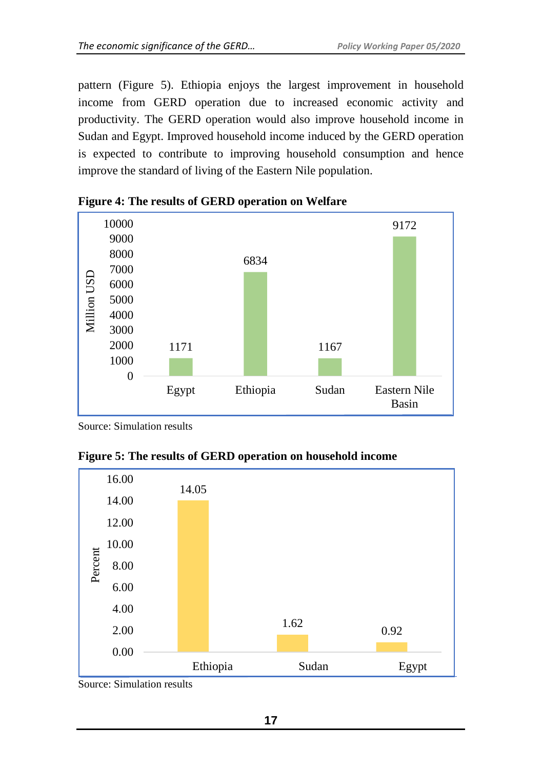pattern (Figure 5). Ethiopia enjoys the largest improvement in household income from GERD operation due to increased economic activity and productivity. The GERD operation would also improve household income in Sudan and Egypt. Improved household income induced by the GERD operation is expected to contribute to improving household consumption and hence improve the standard of living of the Eastern Nile population.

**Figure 4: The results of GERD operation on Welfare**

| | Egypt | Ethiopia | Sudan | Eastern Nile Basin |
|---|---|---|---|---|
| Million USD | 1171 | 6834 | 1167 | 9172 |

Source: Simulation results

**Figure 5: The results of GERD operation on household income**

| | Ethiopia | Sudan | Egypt |
|---|---|---|---|
| Percent | 14.05 | 1.62 | 0.92 |

Source: Simulation results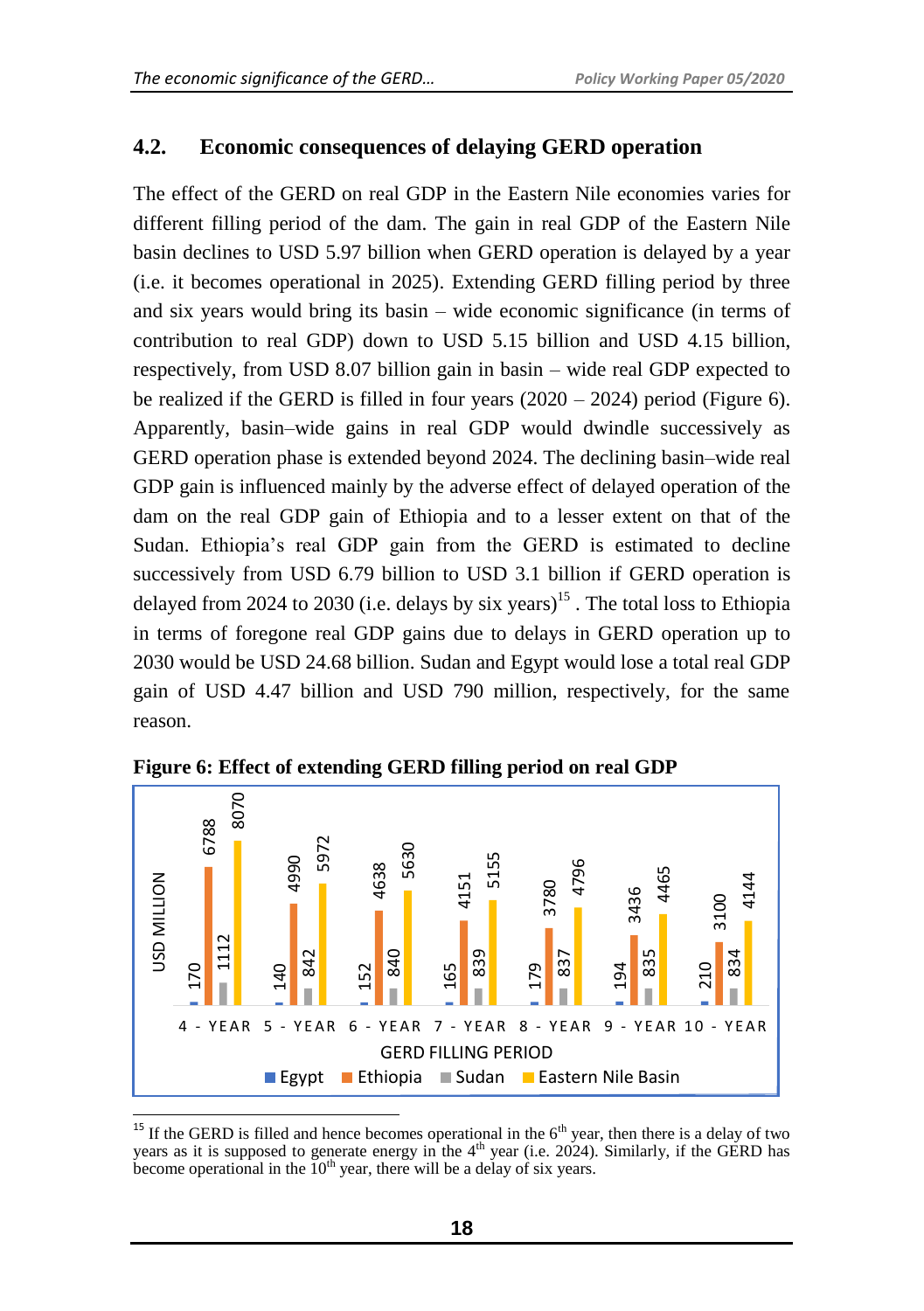## 4.2. Economic consequences of delaying GERD operation

The effect of the GERD on real GDP in the Eastern Nile economies varies for different filling period of the dam. The gain in real GDP of the Eastern Nile basin declines to USD 5.97 billion when GERD operation is delayed by a year (i.e. it becomes operational in 2025). Extending GERD filling period by three and six years would bring its basin – wide economic significance (in terms of contribution to real GDP) down to USD 5.15 billion and USD 4.15 billion, respectively, from USD 8.07 billion gain in basin – wide real GDP expected to be realized if the GERD is filled in four years (2020 – 2024) period (Figure 6). Apparently, basin–wide gains in real GDP would dwindle successively as GERD operation phase is extended beyond 2024. The declining basin–wide real GDP gain is influenced mainly by the adverse effect of delayed operation of the dam on the real GDP gain of Ethiopia and to a lesser extent on that of the Sudan. Ethiopia's real GDP gain from the GERD is estimated to decline successively from USD 6.79 billion to USD 3.1 billion if GERD operation is delayed from 2024 to 2030 (i.e. delays by six years)[15] . The total loss to Ethiopia in terms of foregone real GDP gains due to delays in GERD operation up to 2030 would be USD 24.68 billion. Sudan and Egypt would lose a total real GDP gain of USD 4.47 billion and USD 790 million, respectively, for the same reason.

**Figure 6: Effect of extending GERD filling period on real GDP**

| GERD FILLING PERIOD | Egypt | Ethiopia | Sudan | Eastern Nile Basin |
|---|---|---|---|---|
| 4 - YEAR | 170 | 6788 | 1112 | 8070 |
| 5 - YEAR | 140 | 4990 | 842 | 5972 |
| 6 - YEAR | 152 | 4638 | 840 | 5630 |
| 7 - YEAR | 165 | 4151 | 839 | 5155 |
| 8 - YEAR | 179 | 3780 | 837 | 4796 |
| 9 - YEAR | 194 | 3436 | 835 | 4465 |
| 10 - YEAR | 210 | 3100 | 834 | 4144 |

(USD MILLION)

---

[15] If the GERD is filled and hence becomes operational in the 6th year, then there is a delay of two years as it is supposed to generate energy in the 4th year (i.e. 2024). Similarly, if the GERD has become operational in the 10th year, there will be a delay of six years.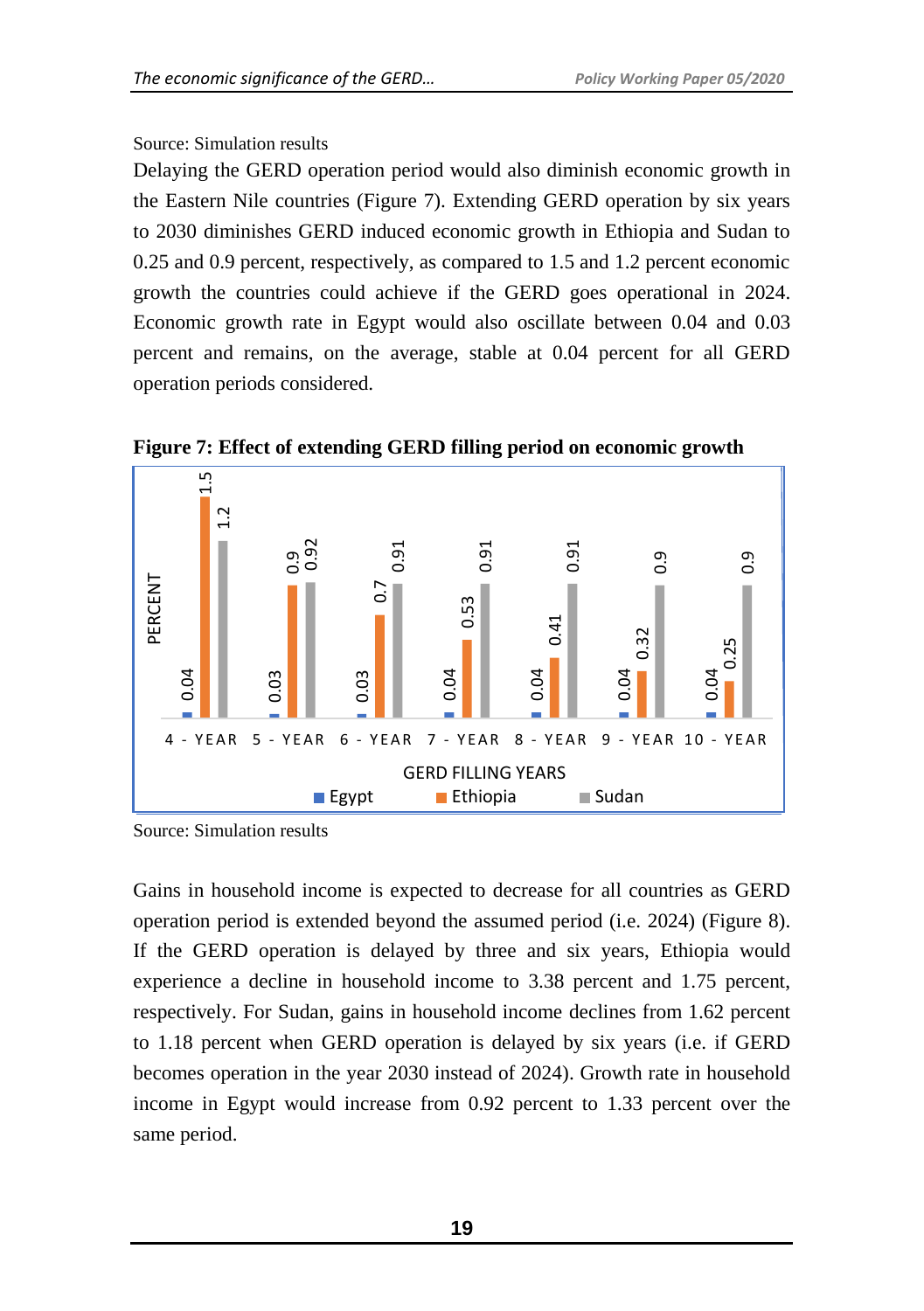Source: Simulation results

Delaying the GERD operation period would also diminish economic growth in the Eastern Nile countries (Figure 7). Extending GERD operation by six years to 2030 diminishes GERD induced economic growth in Ethiopia and Sudan to 0.25 and 0.9 percent, respectively, as compared to 1.5 and 1.2 percent economic growth the countries could achieve if the GERD goes operational in 2024. Economic growth rate in Egypt would also oscillate between 0.04 and 0.03 percent and remains, on the average, stable at 0.04 percent for all GERD operation periods considered.

**Figure 7: Effect of extending GERD filling period on economic growth**

| GERD FILLING YEARS | Egypt | Ethiopia | Sudan |
|---|---|---|---|
| 4 - YEAR | 0.04 | 1.5 | 1.2 |
| 5 - YEAR | 0.03 | 0.9 | 0.92 |
| 6 - YEAR | 0.03 | 0.7 | 0.91 |
| 7 - YEAR | 0.04 | 0.53 | 0.91 |
| 8 - YEAR | 0.04 | 0.41 | 0.91 |
| 9 - YEAR | 0.04 | 0.32 | 0.9 |
| 10 - YEAR | 0.04 | 0.25 | 0.9 |

Source: Simulation results

Gains in household income is expected to decrease for all countries as GERD operation period is extended beyond the assumed period (i.e. 2024) (Figure 8). If the GERD operation is delayed by three and six years, Ethiopia would experience a decline in household income to 3.38 percent and 1.75 percent, respectively. For Sudan, gains in household income declines from 1.62 percent to 1.18 percent when GERD operation is delayed by six years (i.e. if GERD becomes operation in the year 2030 instead of 2024). Growth rate in household income in Egypt would increase from 0.92 percent to 1.33 percent over the same period.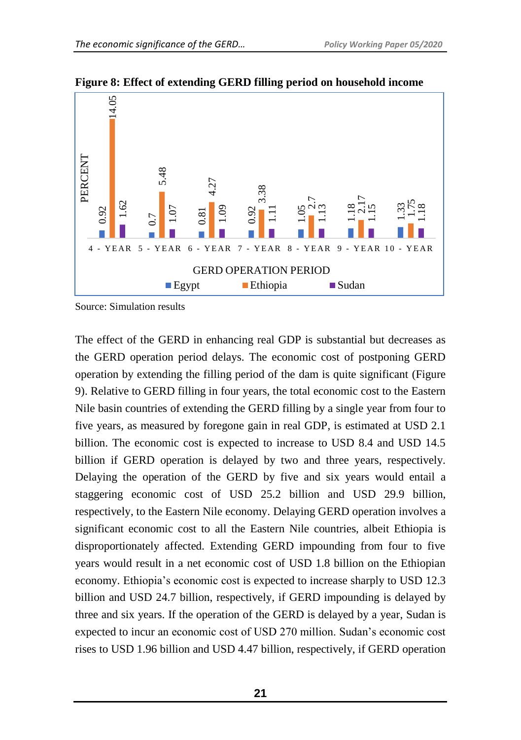**Figure 8: Effect of extending GERD filling period on household income**

| GERD OPERATION PERIOD | Egypt | Ethiopia | Sudan |
| --- | --- | --- | --- |
| 4 - YEAR | 0.92 | 14.05 | 1.62 |
| 5 - YEAR | 0.7 | 5.48 | 1.07 |
| 6 - YEAR | 0.81 | 4.27 | 1.09 |
| 7 - YEAR | 0.92 | 3.38 | 1.11 |
| 8 - YEAR | 1.05 | 2.7 | 1.13 |
| 9 - YEAR | 1.18 | 2.17 | 1.15 |
| 10 - YEAR | 1.33 | 1.75 | 1.18 |

Source: Simulation results

The effect of the GERD in enhancing real GDP is substantial but decreases as the GERD operation period delays. The economic cost of postponing GERD operation by extending the filling period of the dam is quite significant (Figure 9). Relative to GERD filling in four years, the total economic cost to the Eastern Nile basin countries of extending the GERD filling by a single year from four to five years, as measured by foregone gain in real GDP, is estimated at USD 2.1 billion. The economic cost is expected to increase to USD 8.4 and USD 14.5 billion if GERD operation is delayed by two and three years, respectively. Delaying the operation of the GERD by five and six years would entail a staggering economic cost of USD 25.2 billion and USD 29.9 billion, respectively, to the Eastern Nile economy. Delaying GERD operation involves a significant economic cost to all the Eastern Nile countries, albeit Ethiopia is disproportionately affected. Extending GERD impounding from four to five years would result in a net economic cost of USD 1.8 billion on the Ethiopian economy. Ethiopia's economic cost is expected to increase sharply to USD 12.3 billion and USD 24.7 billion, respectively, if GERD impounding is delayed by three and six years. If the operation of the GERD is delayed by a year, Sudan is expected to incur an economic cost of USD 270 million. Sudan's economic cost rises to USD 1.96 billion and USD 4.47 billion, respectively, if GERD operation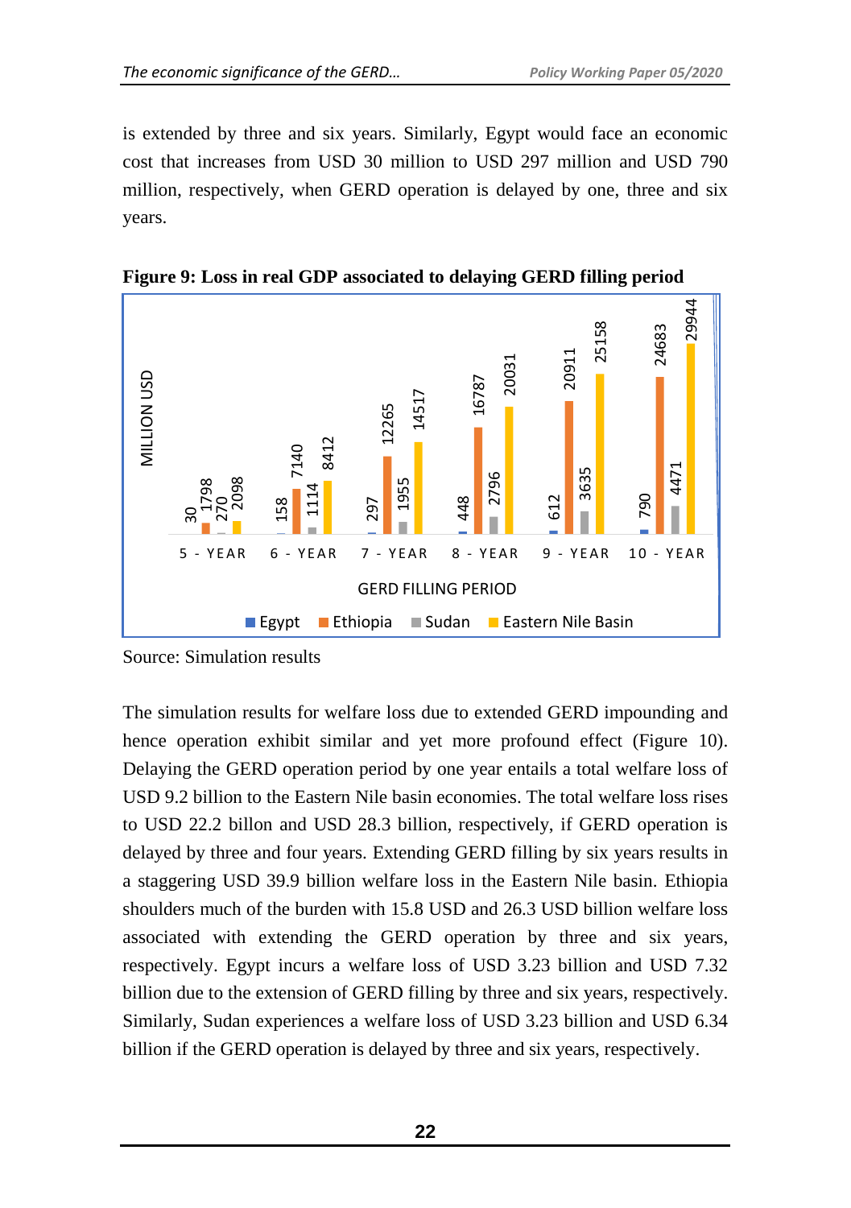is extended by three and six years. Similarly, Egypt would face an economic cost that increases from USD 30 million to USD 297 million and USD 790 million, respectively, when GERD operation is delayed by one, three and six years.

**Figure 9: Loss in real GDP associated to delaying GERD filling period**

| GERD FILLING PERIOD | Egypt | Ethiopia | Sudan | Eastern Nile Basin |
|---|---|---|---|---|
| 5 - YEAR | 30 | 1798 | 270 | 2098 |
| 6 - YEAR | 158 | 7140 | 1114 | 8412 |
| 7 - YEAR | 297 | 12265 | 1955 | 14517 |
| 8 - YEAR | 448 | 16787 | 2796 | 20031 |
| 9 - YEAR | 612 | 20911 | 3635 | 25158 |
| 10 - YEAR | 790 | 24683 | 4471 | 29944 |

(MILLION USD)

Source: Simulation results

The simulation results for welfare loss due to extended GERD impounding and hence operation exhibit similar and yet more profound effect (Figure 10). Delaying the GERD operation period by one year entails a total welfare loss of USD 9.2 billion to the Eastern Nile basin economies. The total welfare loss rises to USD 22.2 billon and USD 28.3 billion, respectively, if GERD operation is delayed by three and four years. Extending GERD filling by six years results in a staggering USD 39.9 billion welfare loss in the Eastern Nile basin. Ethiopia shoulders much of the burden with 15.8 USD and 26.3 USD billion welfare loss associated with extending the GERD operation by three and six years, respectively. Egypt incurs a welfare loss of USD 3.23 billion and USD 7.32 billion due to the extension of GERD filling by three and six years, respectively. Similarly, Sudan experiences a welfare loss of USD 3.23 billion and USD 6.34 billion if the GERD operation is delayed by three and six years, respectively.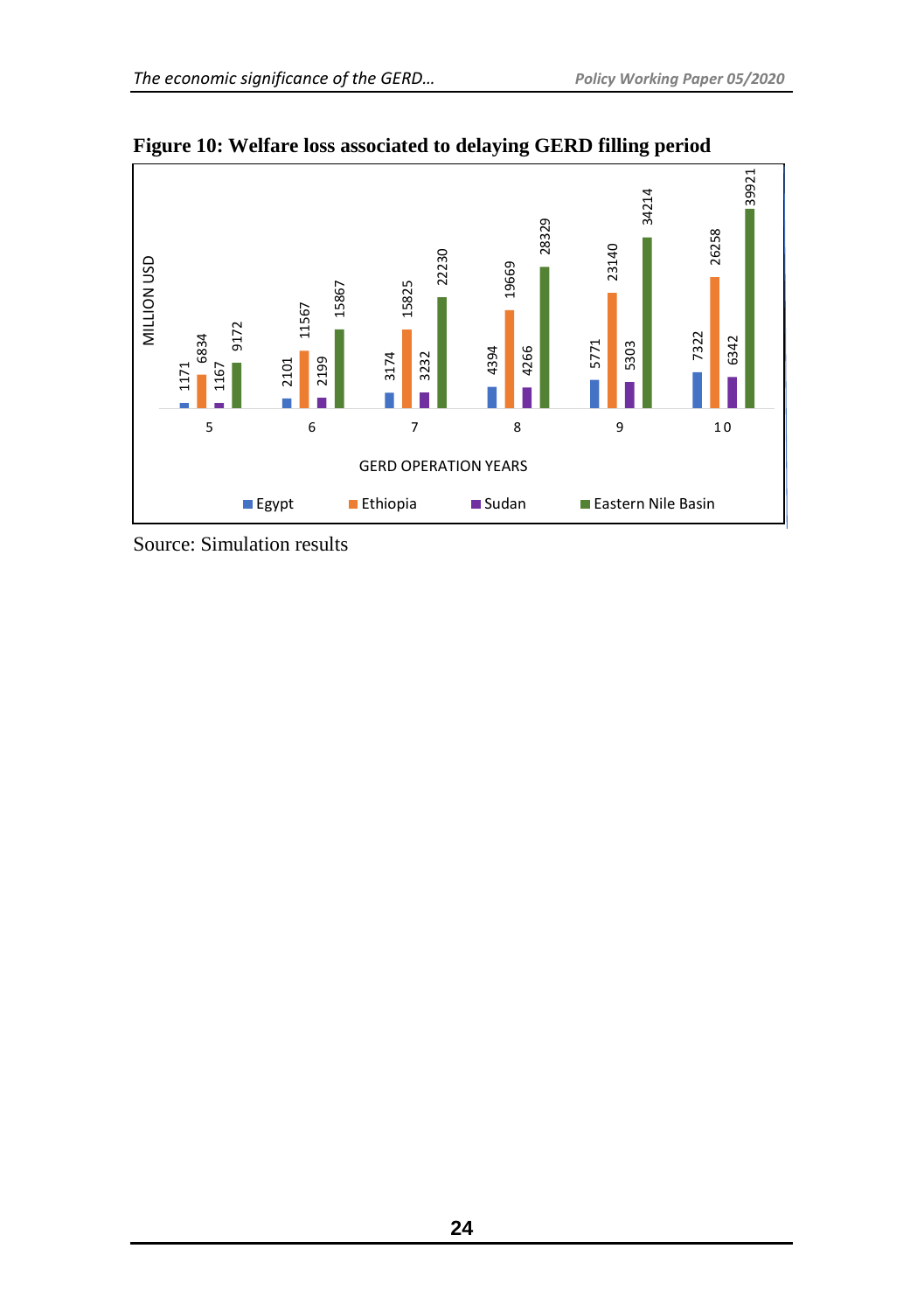**Figure 10: Welfare loss associated to delaying GERD filling period**

MILLION USD

| GERD OPERATION YEARS | Egypt | Ethiopia | Sudan | Eastern Nile Basin |
|---|---|---|---|---|
| 5 | 1171 | 6834 | 1167 | 9172 |
| 6 | 2101 | 11567 | 2199 | 15867 |
| 7 | 3174 | 15825 | 3232 | 22230 |
| 8 | 4394 | 19669 | 4266 | 28329 |
| 9 | 5771 | 23140 | 5303 | 34214 |
| 10 | 7322 | 26258 | 6342 | 39921 |

Source: Simulation results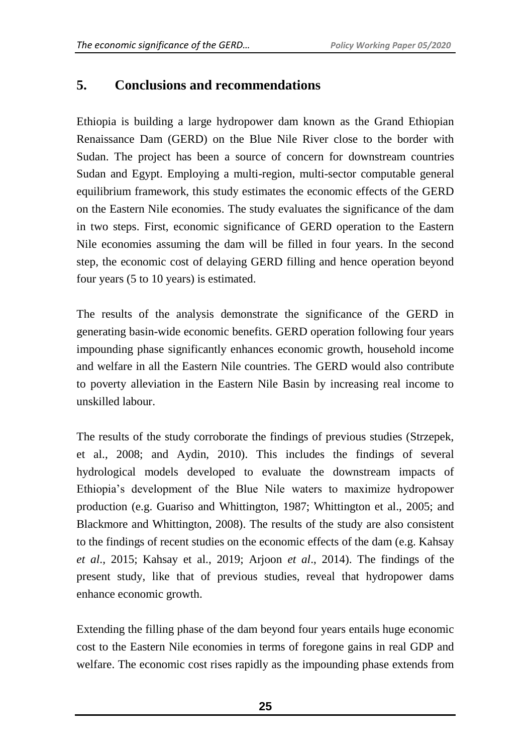## 5. Conclusions and recommendations

Ethiopia is building a large hydropower dam known as the Grand Ethiopian Renaissance Dam (GERD) on the Blue Nile River close to the border with Sudan. The project has been a source of concern for downstream countries Sudan and Egypt. Employing a multi-region, multi-sector computable general equilibrium framework, this study estimates the economic effects of the GERD on the Eastern Nile economies. The study evaluates the significance of the dam in two steps. First, economic significance of GERD operation to the Eastern Nile economies assuming the dam will be filled in four years. In the second step, the economic cost of delaying GERD filling and hence operation beyond four years (5 to 10 years) is estimated.

The results of the analysis demonstrate the significance of the GERD in generating basin-wide economic benefits. GERD operation following four years impounding phase significantly enhances economic growth, household income and welfare in all the Eastern Nile countries. The GERD would also contribute to poverty alleviation in the Eastern Nile Basin by increasing real income to unskilled labour.

The results of the study corroborate the findings of previous studies (Strzepek, et al., 2008; and Aydin, 2010). This includes the findings of several hydrological models developed to evaluate the downstream impacts of Ethiopia's development of the Blue Nile waters to maximize hydropower production (e.g. Guariso and Whittington, 1987; Whittington et al., 2005; and Blackmore and Whittington, 2008). The results of the study are also consistent to the findings of recent studies on the economic effects of the dam (e.g. Kahsay *et al*., 2015; Kahsay et al., 2019; Arjoon *et al*., 2014). The findings of the present study, like that of previous studies, reveal that hydropower dams enhance economic growth.

Extending the filling phase of the dam beyond four years entails huge economic cost to the Eastern Nile economies in terms of foregone gains in real GDP and welfare. The economic cost rises rapidly as the impounding phase extends from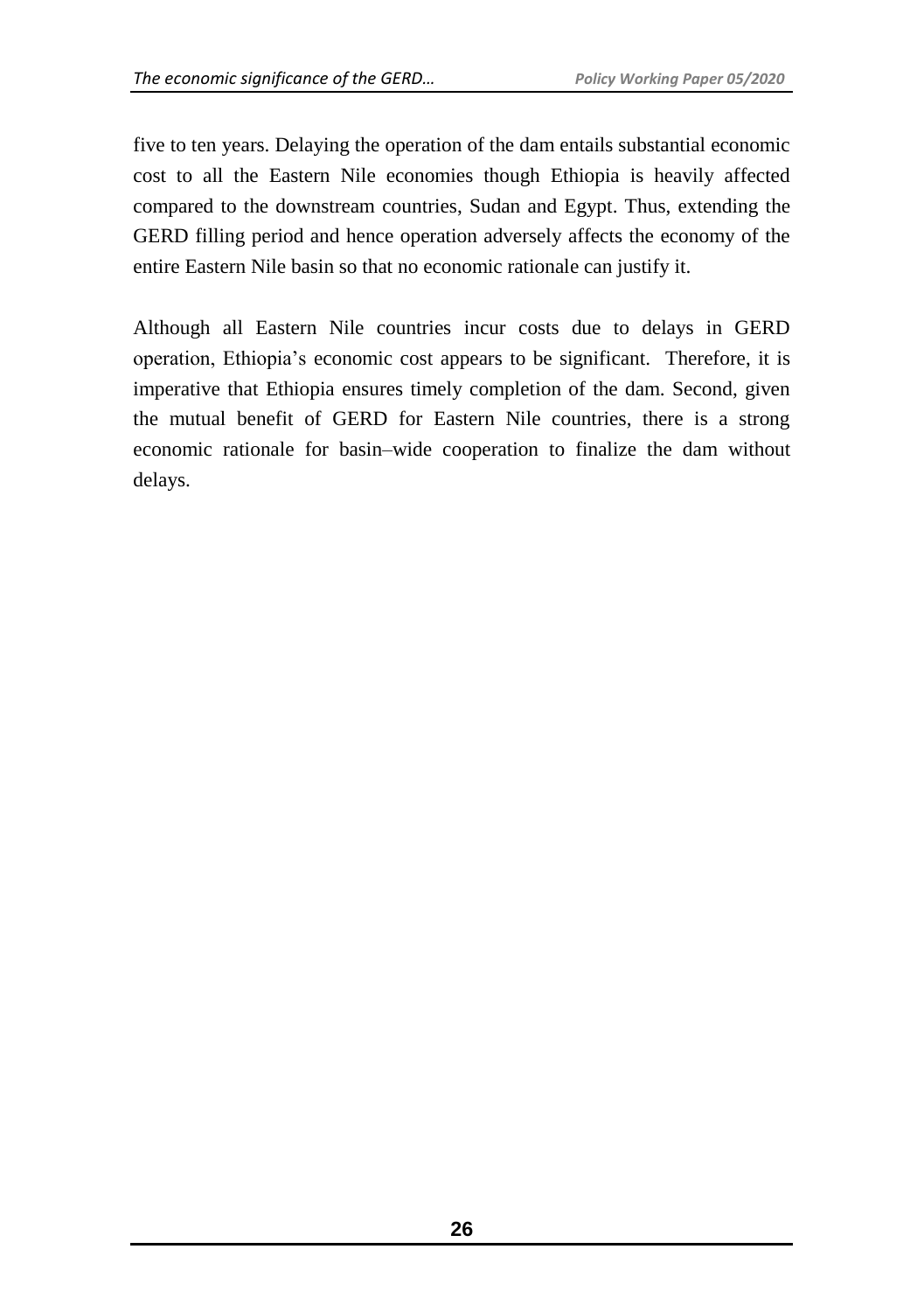five to ten years. Delaying the operation of the dam entails substantial economic cost to all the Eastern Nile economies though Ethiopia is heavily affected compared to the downstream countries, Sudan and Egypt. Thus, extending the GERD filling period and hence operation adversely affects the economy of the entire Eastern Nile basin so that no economic rationale can justify it.

Although all Eastern Nile countries incur costs due to delays in GERD operation, Ethiopia's economic cost appears to be significant. Therefore, it is imperative that Ethiopia ensures timely completion of the dam. Second, given the mutual benefit of GERD for Eastern Nile countries, there is a strong economic rationale for basin–wide cooperation to finalize the dam without delays.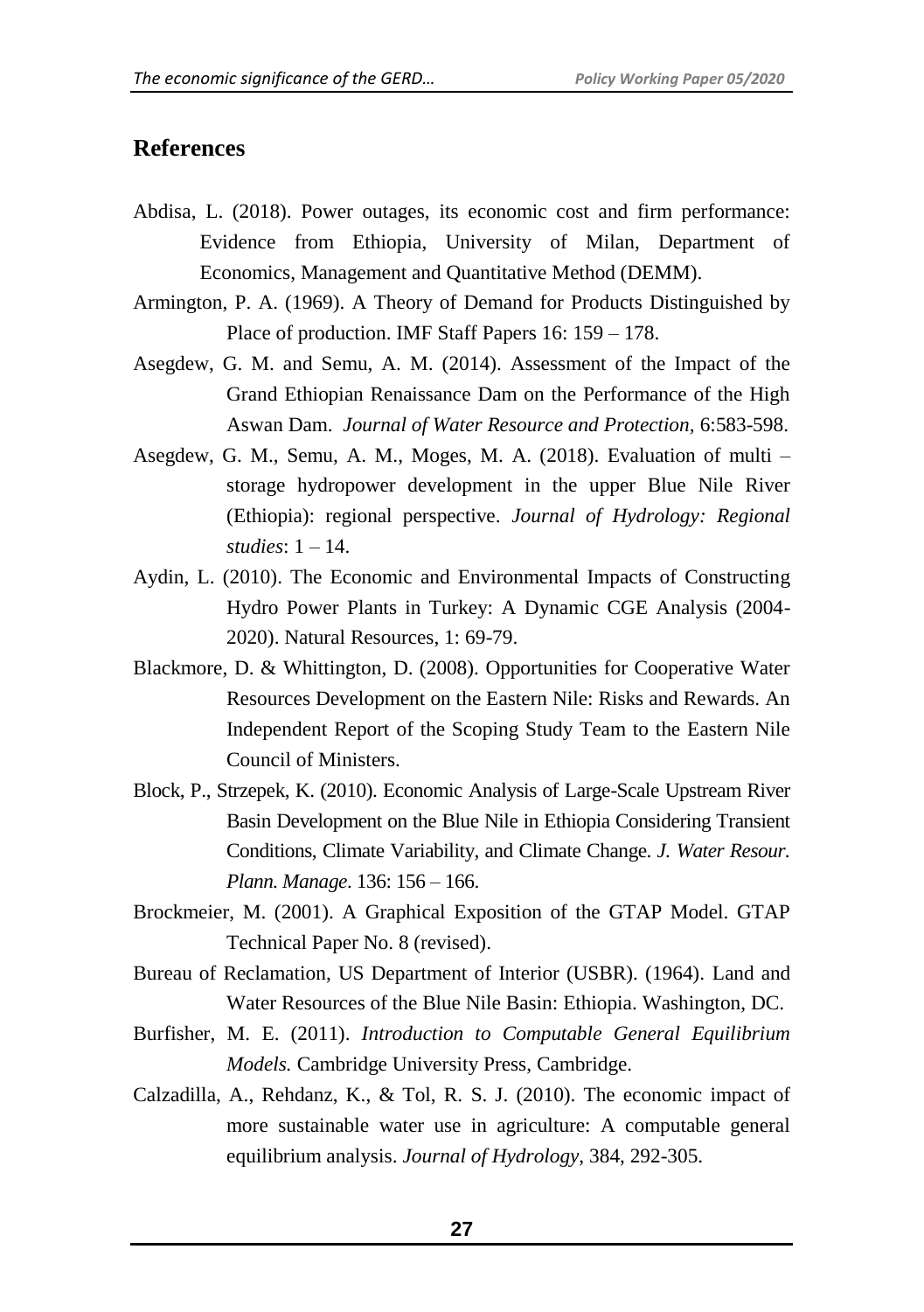## References

Abdisa, L. (2018). Power outages, its economic cost and firm performance: Evidence from Ethiopia, University of Milan, Department of Economics, Management and Quantitative Method (DEMM).

Armington, P. A. (1969). A Theory of Demand for Products Distinguished by Place of production. IMF Staff Papers 16: 159 – 178.

Asegdew, G. M. and Semu, A. M. (2014). Assessment of the Impact of the Grand Ethiopian Renaissance Dam on the Performance of the High Aswan Dam. *Journal of Water Resource and Protection,* 6:583-598.

Asegdew, G. M., Semu, A. M., Moges, M. A. (2018). Evaluation of multi – storage hydropower development in the upper Blue Nile River (Ethiopia): regional perspective. *Journal of Hydrology: Regional studies*: 1 – 14.

Aydin, L. (2010). The Economic and Environmental Impacts of Constructing Hydro Power Plants in Turkey: A Dynamic CGE Analysis (2004-2020). Natural Resources, 1: 69-79.

Blackmore, D. & Whittington, D. (2008). Opportunities for Cooperative Water Resources Development on the Eastern Nile: Risks and Rewards. An Independent Report of the Scoping Study Team to the Eastern Nile Council of Ministers.

Block, P., Strzepek, K. (2010). Economic Analysis of Large-Scale Upstream River Basin Development on the Blue Nile in Ethiopia Considering Transient Conditions, Climate Variability, and Climate Change. *J. Water Resour. Plann. Manage*. 136: 156 – 166.

Brockmeier, M. (2001). A Graphical Exposition of the GTAP Model. GTAP Technical Paper No. 8 (revised).

Bureau of Reclamation, US Department of Interior (USBR). (1964). Land and Water Resources of the Blue Nile Basin: Ethiopia. Washington, DC.

Burfisher, M. E. (2011). *Introduction to Computable General Equilibrium Models.* Cambridge University Press, Cambridge.

Calzadilla, A., Rehdanz, K., & Tol, R. S. J. (2010). The economic impact of more sustainable water use in agriculture: A computable general equilibrium analysis. *Journal of Hydrology*, 384, 292-305.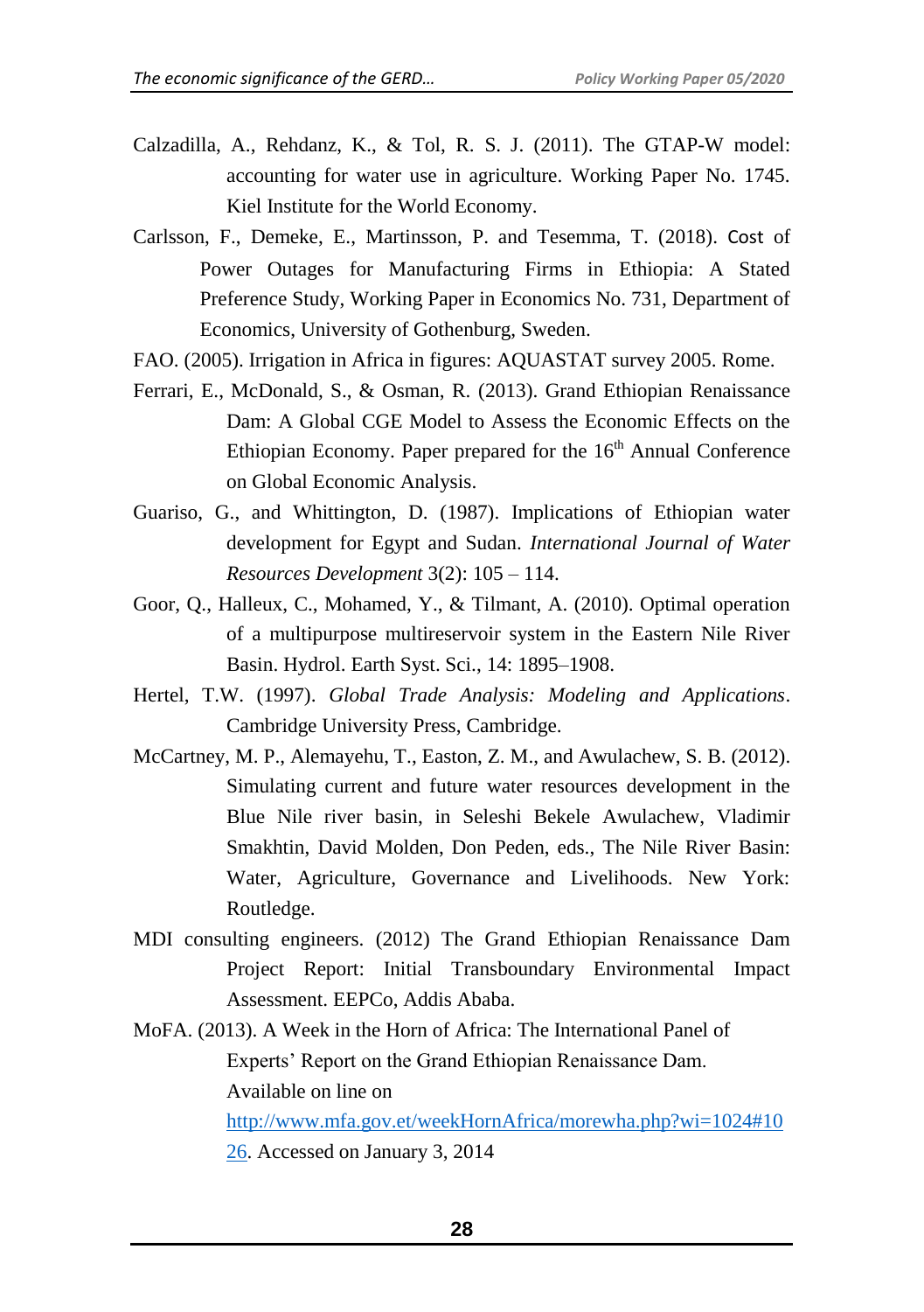Calzadilla, A., Rehdanz, K., & Tol, R. S. J. (2011). The GTAP-W model: accounting for water use in agriculture. Working Paper No. 1745. Kiel Institute for the World Economy.

Carlsson, F., Demeke, E., Martinsson, P. and Tesemma, T. (2018). Cost of Power Outages for Manufacturing Firms in Ethiopia: A Stated Preference Study, Working Paper in Economics No. 731, Department of Economics, University of Gothenburg, Sweden.

FAO. (2005). Irrigation in Africa in figures: AQUASTAT survey 2005. Rome.

Ferrari, E., McDonald, S., & Osman, R. (2013). Grand Ethiopian Renaissance Dam: A Global CGE Model to Assess the Economic Effects on the Ethiopian Economy. Paper prepared for the 16th Annual Conference on Global Economic Analysis.

Guariso, G., and Whittington, D. (1987). Implications of Ethiopian water development for Egypt and Sudan. *International Journal of Water Resources Development* 3(2): 105 – 114.

Goor, Q., Halleux, C., Mohamed, Y., & Tilmant, A. (2010). Optimal operation of a multipurpose multireservoir system in the Eastern Nile River Basin. Hydrol. Earth Syst. Sci., 14: 1895–1908.

Hertel, T.W. (1997). *Global Trade Analysis: Modeling and Applications*. Cambridge University Press, Cambridge.

McCartney, M. P., Alemayehu, T., Easton, Z. M., and Awulachew, S. B. (2012). Simulating current and future water resources development in the Blue Nile river basin, in Seleshi Bekele Awulachew, Vladimir Smakhtin, David Molden, Don Peden, eds., The Nile River Basin: Water, Agriculture, Governance and Livelihoods. New York: Routledge.

MDI consulting engineers. (2012) The Grand Ethiopian Renaissance Dam Project Report: Initial Transboundary Environmental Impact Assessment. EEPCo, Addis Ababa.

MoFA. (2013). A Week in the Horn of Africa: The International Panel of Experts' Report on the Grand Ethiopian Renaissance Dam. Available on line on http://www.mfa.gov.et/weekHornAfrica/morewha.php?wi=1024#1026. Accessed on January 3, 2014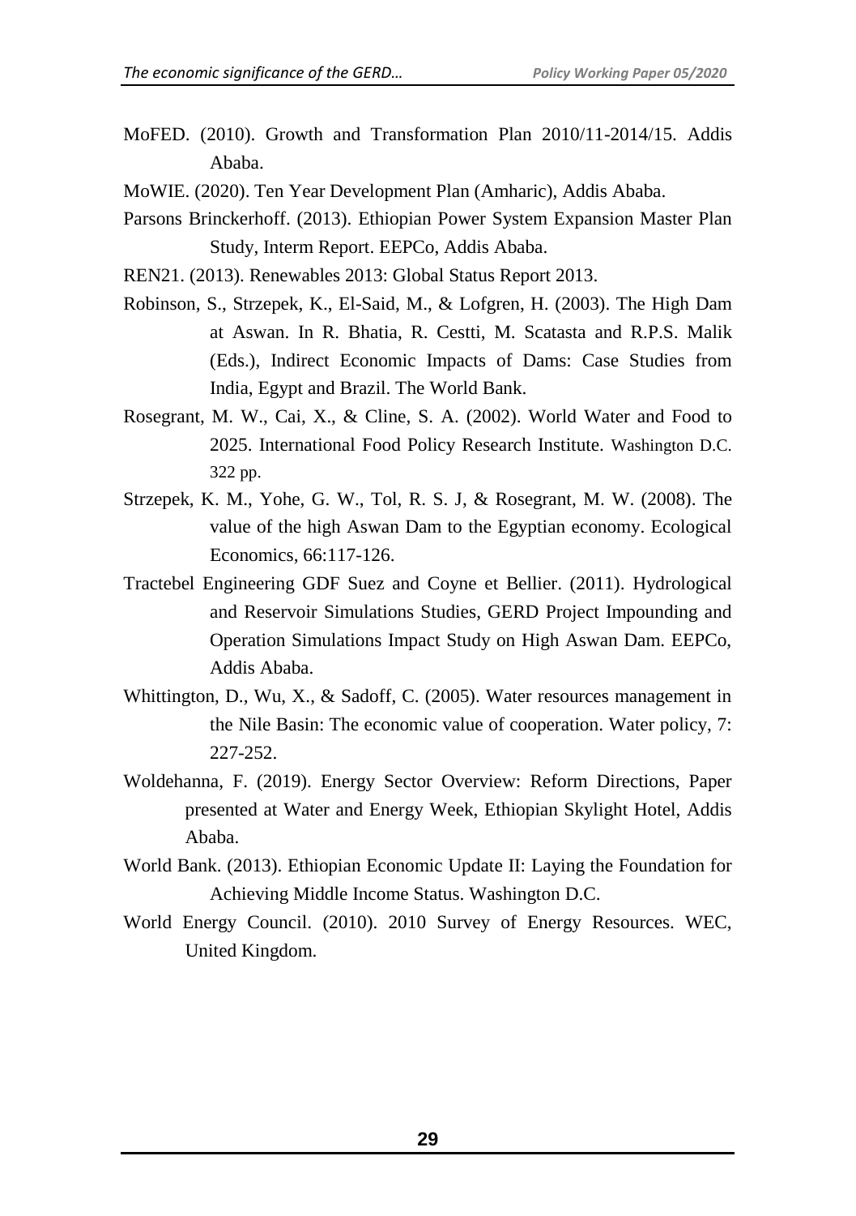MoFED. (2010). Growth and Transformation Plan 2010/11-2014/15. Addis Ababa.

MoWIE. (2020). Ten Year Development Plan (Amharic), Addis Ababa.

Parsons Brinckerhoff. (2013). Ethiopian Power System Expansion Master Plan Study, Interm Report. EEPCo, Addis Ababa.

REN21. (2013). Renewables 2013: Global Status Report 2013.

Robinson, S., Strzepek, K., El-Said, M., & Lofgren, H. (2003). The High Dam at Aswan. In R. Bhatia, R. Cestti, M. Scatasta and R.P.S. Malik (Eds.), Indirect Economic Impacts of Dams: Case Studies from India, Egypt and Brazil. The World Bank.

Rosegrant, M. W., Cai, X., & Cline, S. A. (2002). World Water and Food to 2025. International Food Policy Research Institute. Washington D.C. 322 pp.

Strzepek, K. M., Yohe, G. W., Tol, R. S. J, & Rosegrant, M. W. (2008). The value of the high Aswan Dam to the Egyptian economy. Ecological Economics, 66:117-126.

Tractebel Engineering GDF Suez and Coyne et Bellier. (2011). Hydrological and Reservoir Simulations Studies, GERD Project Impounding and Operation Simulations Impact Study on High Aswan Dam. EEPCo, Addis Ababa.

Whittington, D., Wu, X., & Sadoff, C. (2005). Water resources management in the Nile Basin: The economic value of cooperation. Water policy, 7: 227-252.

Woldehanna, F. (2019). Energy Sector Overview: Reform Directions, Paper presented at Water and Energy Week, Ethiopian Skylight Hotel, Addis Ababa.

World Bank. (2013). Ethiopian Economic Update II: Laying the Foundation for Achieving Middle Income Status. Washington D.C.

World Energy Council. (2010). 2010 Survey of Energy Resources. WEC, United Kingdom.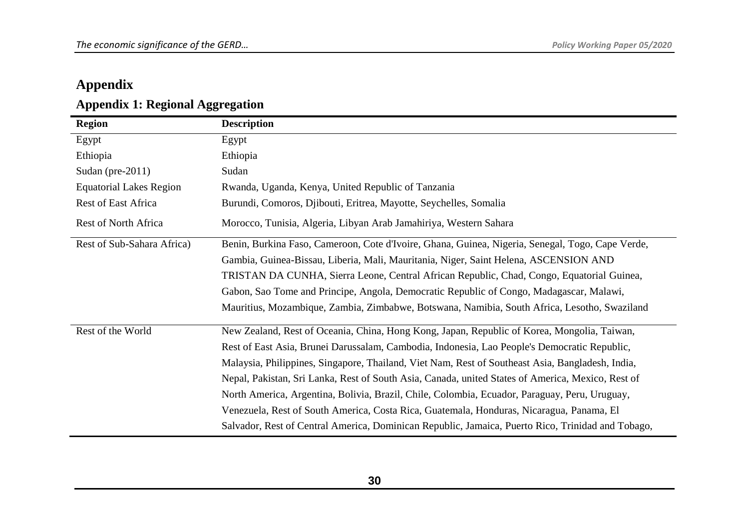# Appendix

## Appendix 1: Regional Aggregation

| Region | Description |
|---|---|
| Egypt | Egypt |
| Ethiopia | Ethiopia |
| Sudan (pre-2011) | Sudan |
| Equatorial Lakes Region | Rwanda, Uganda, Kenya, United Republic of Tanzania |
| Rest of East Africa | Burundi, Comoros, Djibouti, Eritrea, Mayotte, Seychelles, Somalia |
| Rest of North Africa | Morocco, Tunisia, Algeria, Libyan Arab Jamahiriya, Western Sahara |
| Rest of Sub-Sahara Africa) | Benin, Burkina Faso, Cameroon, Cote d'Ivoire, Ghana, Guinea, Nigeria, Senegal, Togo, Cape Verde, Gambia, Guinea-Bissau, Liberia, Mali, Mauritania, Niger, Saint Helena, ASCENSION AND TRISTAN DA CUNHA, Sierra Leone, Central African Republic, Chad, Congo, Equatorial Guinea, Gabon, Sao Tome and Principe, Angola, Democratic Republic of Congo, Madagascar, Malawi, Mauritius, Mozambique, Zambia, Zimbabwe, Botswana, Namibia, South Africa, Lesotho, Swaziland |
| Rest of the World | New Zealand, Rest of Oceania, China, Hong Kong, Japan, Republic of Korea, Mongolia, Taiwan, Rest of East Asia, Brunei Darussalam, Cambodia, Indonesia, Lao People's Democratic Republic, Malaysia, Philippines, Singapore, Thailand, Viet Nam, Rest of Southeast Asia, Bangladesh, India, Nepal, Pakistan, Sri Lanka, Rest of South Asia, Canada, united States of America, Mexico, Rest of North America, Argentina, Bolivia, Brazil, Chile, Colombia, Ecuador, Paraguay, Peru, Uruguay, Venezuela, Rest of South America, Costa Rica, Guatemala, Honduras, Nicaragua, Panama, El Salvador, Rest of Central America, Dominican Republic, Jamaica, Puerto Rico, Trinidad and Tobago, |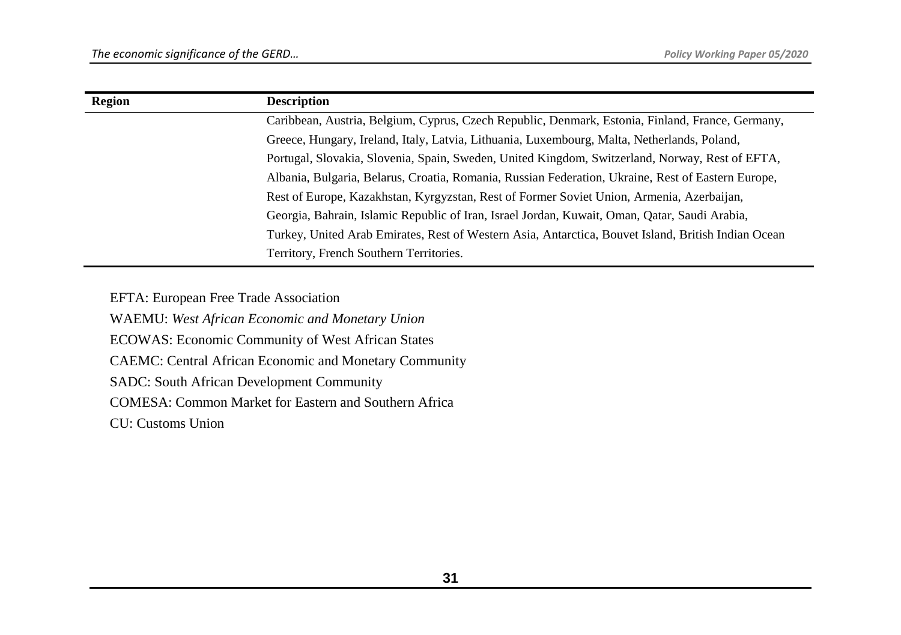| Region | Description |
|---|---|
| | Caribbean, Austria, Belgium, Cyprus, Czech Republic, Denmark, Estonia, Finland, France, Germany, Greece, Hungary, Ireland, Italy, Latvia, Lithuania, Luxembourg, Malta, Netherlands, Poland, Portugal, Slovakia, Slovenia, Spain, Sweden, United Kingdom, Switzerland, Norway, Rest of EFTA, Albania, Bulgaria, Belarus, Croatia, Romania, Russian Federation, Ukraine, Rest of Eastern Europe, Rest of Europe, Kazakhstan, Kyrgyzstan, Rest of Former Soviet Union, Armenia, Azerbaijan, Georgia, Bahrain, Islamic Republic of Iran, Israel Jordan, Kuwait, Oman, Qatar, Saudi Arabia, Turkey, United Arab Emirates, Rest of Western Asia, Antarctica, Bouvet Island, British Indian Ocean Territory, French Southern Territories. |

EFTA: European Free Trade Association

WAEMU: *West African Economic and Monetary Union*

ECOWAS: Economic Community of West African States

CAEMC: Central African Economic and Monetary Community

SADC: South African Development Community

COMESA: Common Market for Eastern and Southern Africa

CU: Customs Union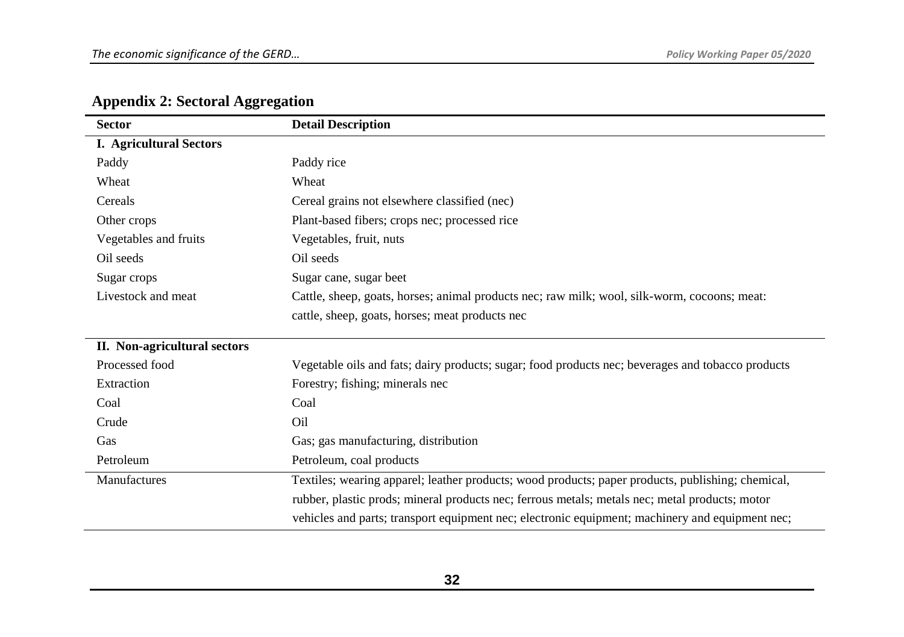## Appendix 2: Sectoral Aggregation

| Sector | Detail Description |
|---|---|
| **I. Agricultural Sectors** | |
| Paddy | Paddy rice |
| Wheat | Wheat |
| Cereals | Cereal grains not elsewhere classified (nec) |
| Other crops | Plant-based fibers; crops nec; processed rice |
| Vegetables and fruits | Vegetables, fruit, nuts |
| Oil seeds | Oil seeds |
| Sugar crops | Sugar cane, sugar beet |
| Livestock and meat | Cattle, sheep, goats, horses; animal products nec; raw milk; wool, silk-worm, cocoons; meat: cattle, sheep, goats, horses; meat products nec |
| **II. Non-agricultural sectors** | |
| Processed food | Vegetable oils and fats; dairy products; sugar; food products nec; beverages and tobacco products |
| Extraction | Forestry; fishing; minerals nec |
| Coal | Coal |
| Crude | Oil |
| Gas | Gas; gas manufacturing, distribution |
| Petroleum | Petroleum, coal products |
| Manufactures | Textiles; wearing apparel; leather products; wood products; paper products, publishing; chemical, rubber, plastic prods; mineral products nec; ferrous metals; metals nec; metal products; motor vehicles and parts; transport equipment nec; electronic equipment; machinery and equipment nec; |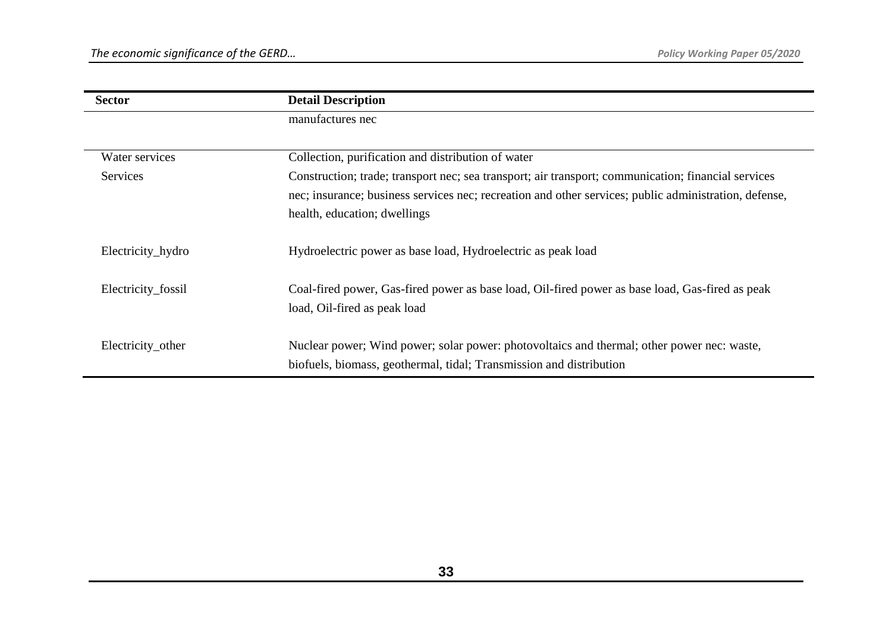| Sector | Detail Description |
|---|---|
| | manufactures nec |
| Water services | Collection, purification and distribution of water |
| Services | Construction; trade; transport nec; sea transport; air transport; communication; financial services nec; insurance; business services nec; recreation and other services; public administration, defense, health, education; dwellings |
| Electricity_hydro | Hydroelectric power as base load, Hydroelectric as peak load |
| Electricity_fossil | Coal-fired power, Gas-fired power as base load, Oil-fired power as base load, Gas-fired as peak load, Oil-fired as peak load |
| Electricity_other | Nuclear power; Wind power; solar power: photovoltaics and thermal; other power nec: waste, biofuels, biomass, geothermal, tidal; Transmission and distribution |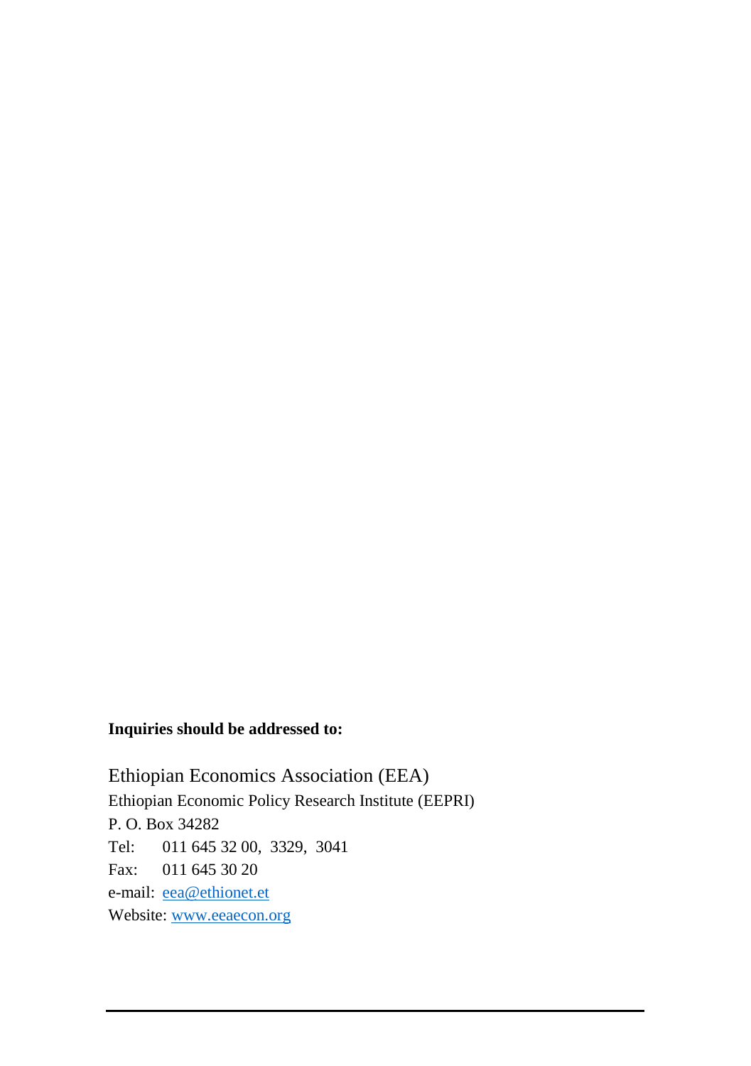**Inquiries should be addressed to:**

Ethiopian Economics Association (EEA)
Ethiopian Economic Policy Research Institute (EEPRI)
P. O. Box 34282
Tel: 011 645 32 00, 3329, 3041
Fax: 011 645 30 20
e-mail: eea@ethionet.et
Website: www.eeaecon.org